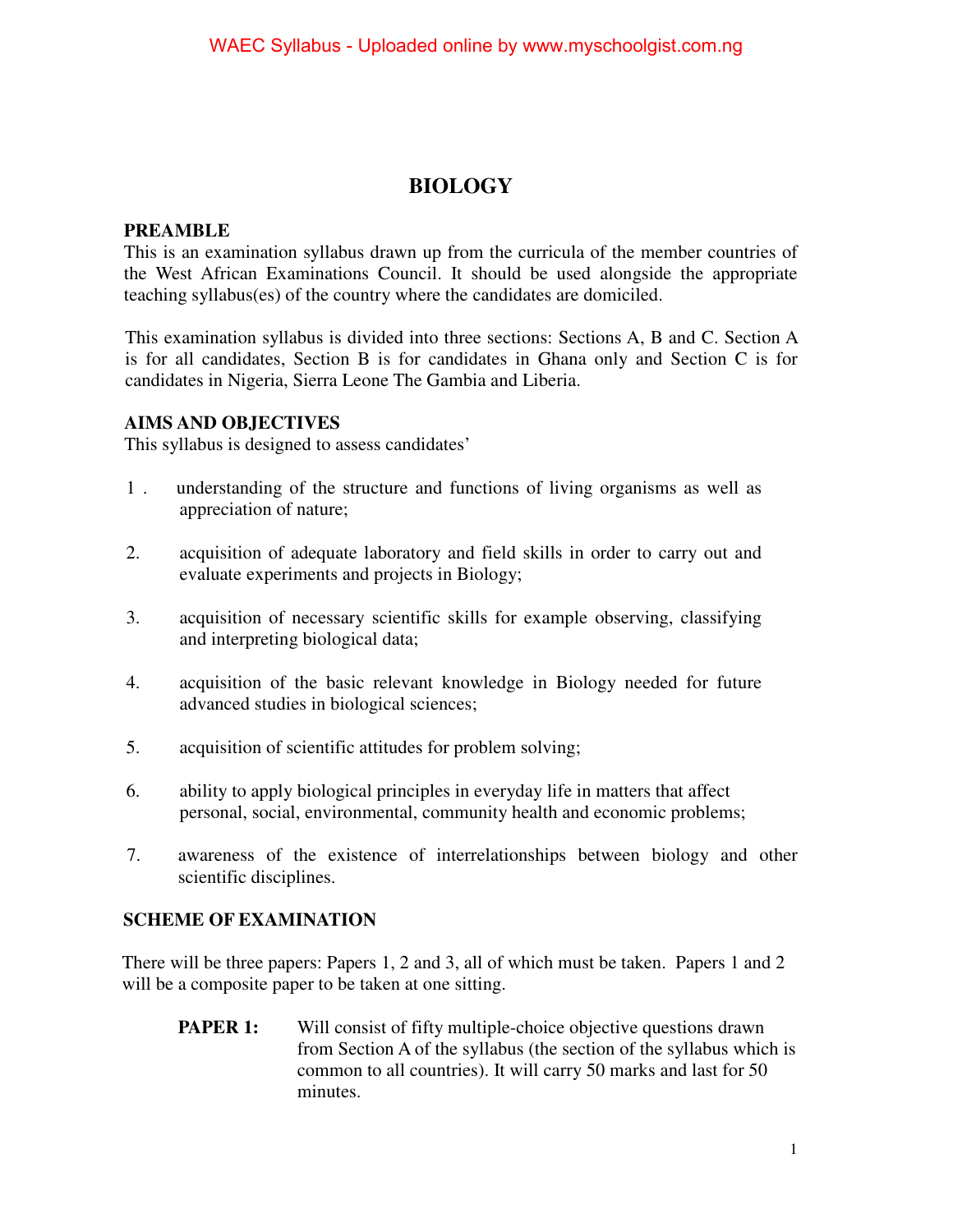# BIOLOGY

## PREAMBLE

This is an examination syllabus drawn up from the curricula of the member countries of the West African Examinations Council. It should be used alongside the appropriate teaching syllabus(es) of the country where the candidates are domiciled.

This examination syllabus is divided into three sections: Sections A, B and C. Section A is for all candidates, Section B is for candidates in Ghana only and Section C is for candidates in Nigeria, Sierra Leone The Gambia and Liberia.

## AIMS AND OBJECTIVES

This syllabus is designed to assess candidates'

1. understanding of the structure and functions of living organisms as well as appreciation of nature;
2. acquisition of adequate laboratory and field skills in order to carry out and evaluate experiments and projects in Biology;
3. acquisition of necessary scientific skills for example observing, classifying and interpreting biological data;
4. acquisition of the basic relevant knowledge in Biology needed for future advanced studies in biological sciences;
5. acquisition of scientific attitudes for problem solving;
6. ability to apply biological principles in everyday life in matters that affect personal, social, environmental, community health and economic problems;
7. awareness of the existence of interrelationships between biology and other scientific disciplines.

## SCHEME OF EXAMINATION

There will be three papers: Papers 1, 2 and 3, all of which must be taken. Papers 1 and 2 will be a composite paper to be taken at one sitting.

**PAPER 1:** Will consist of fifty multiple-choice objective questions drawn from Section A of the syllabus (the section of the syllabus which is common to all countries). It will carry 50 marks and last for 50 minutes.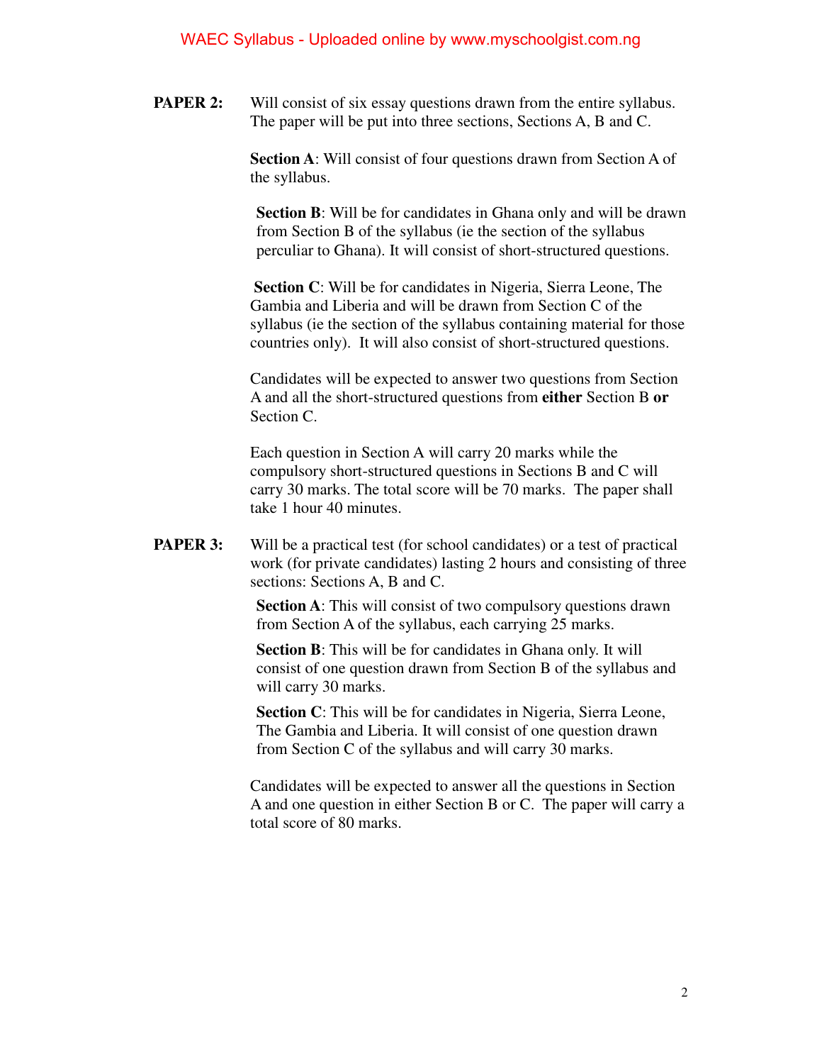**PAPER 2:** Will consist of six essay questions drawn from the entire syllabus. The paper will be put into three sections, Sections A, B and C.

**Section A**: Will consist of four questions drawn from Section A of the syllabus.

**Section B**: Will be for candidates in Ghana only and will be drawn from Section B of the syllabus (ie the section of the syllabus perculiar to Ghana). It will consist of short-structured questions.

**Section C**: Will be for candidates in Nigeria, Sierra Leone, The Gambia and Liberia and will be drawn from Section C of the syllabus (ie the section of the syllabus containing material for those countries only). It will also consist of short-structured questions.

Candidates will be expected to answer two questions from Section A and all the short-structured questions from **either** Section B **or** Section C.

Each question in Section A will carry 20 marks while the compulsory short-structured questions in Sections B and C will carry 30 marks. The total score will be 70 marks. The paper shall take 1 hour 40 minutes.

**PAPER 3:** Will be a practical test (for school candidates) or a test of practical work (for private candidates) lasting 2 hours and consisting of three sections: Sections A, B and C.

**Section A**: This will consist of two compulsory questions drawn from Section A of the syllabus, each carrying 25 marks.

**Section B**: This will be for candidates in Ghana only. It will consist of one question drawn from Section B of the syllabus and will carry 30 marks.

**Section C**: This will be for candidates in Nigeria, Sierra Leone, The Gambia and Liberia. It will consist of one question drawn from Section C of the syllabus and will carry 30 marks.

Candidates will be expected to answer all the questions in Section A and one question in either Section B or C. The paper will carry a total score of 80 marks.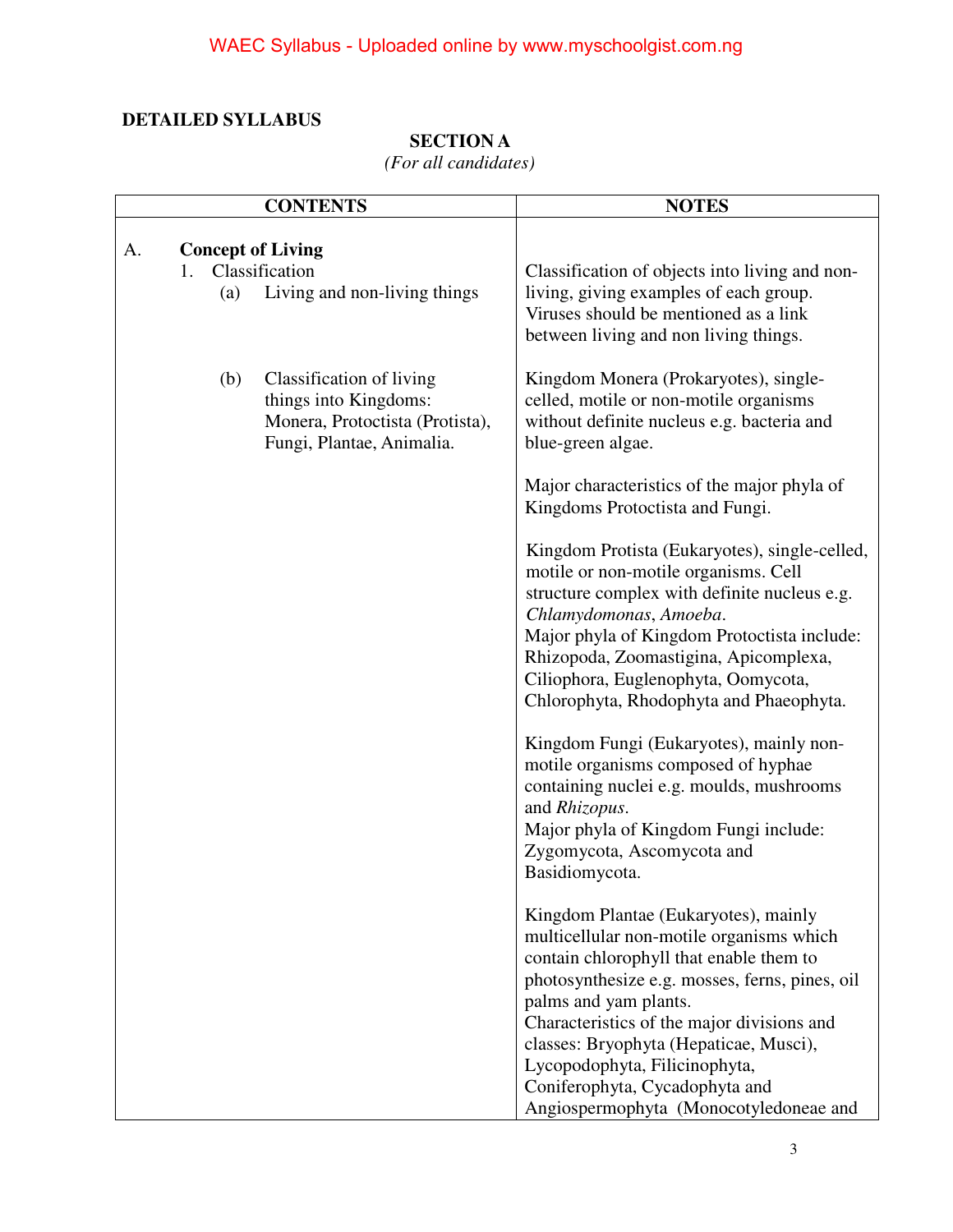## DETAILED SYLLABUS

### SECTION A

*(For all candidates)*

| CONTENTS | NOTES |
|---|---|
| A. **Concept of Living** | |
| 1. Classification (a) Living and non-living things | Classification of objects into living and non-living, giving examples of each group. Viruses should be mentioned as a link between living and non living things. |
| (b) Classification of living things into Kingdoms: Monera, Protoctista (Protista), Fungi, Plantae, Animalia. | Kingdom Monera (Prokaryotes), single-celled, motile or non-motile organisms without definite nucleus e.g. bacteria and blue-green algae.<br><br>Major characteristics of the major phyla of Kingdoms Protoctista and Fungi.<br><br>Kingdom Protista (Eukaryotes), single-celled, motile or non-motile organisms. Cell structure complex with definite nucleus e.g. *Chlamydomonas*, *Amoeba*.<br>Major phyla of Kingdom Protoctista include: Rhizopoda, Zoomastigina, Apicomplexa, Ciliophora, Euglenophyta, Oomycota, Chlorophyta, Rhodophyta and Phaeophyta.<br><br>Kingdom Fungi (Eukaryotes), mainly non-motile organisms composed of hyphae containing nuclei e.g. moulds, mushrooms and *Rhizopus*.<br>Major phyla of Kingdom Fungi include: Zygomycota, Ascomycota and Basidiomycota.<br><br>Kingdom Plantae (Eukaryotes), mainly multicellular non-motile organisms which contain chlorophyll that enable them to photosynthesize e.g. mosses, ferns, pines, oil palms and yam plants.<br>Characteristics of the major divisions and classes: Bryophyta (Hepaticae, Musci), Lycopodophyta, Filicinophyta, Coniferophyta, Cycadophyta and Angiospermophyta (Monocotyledoneae and |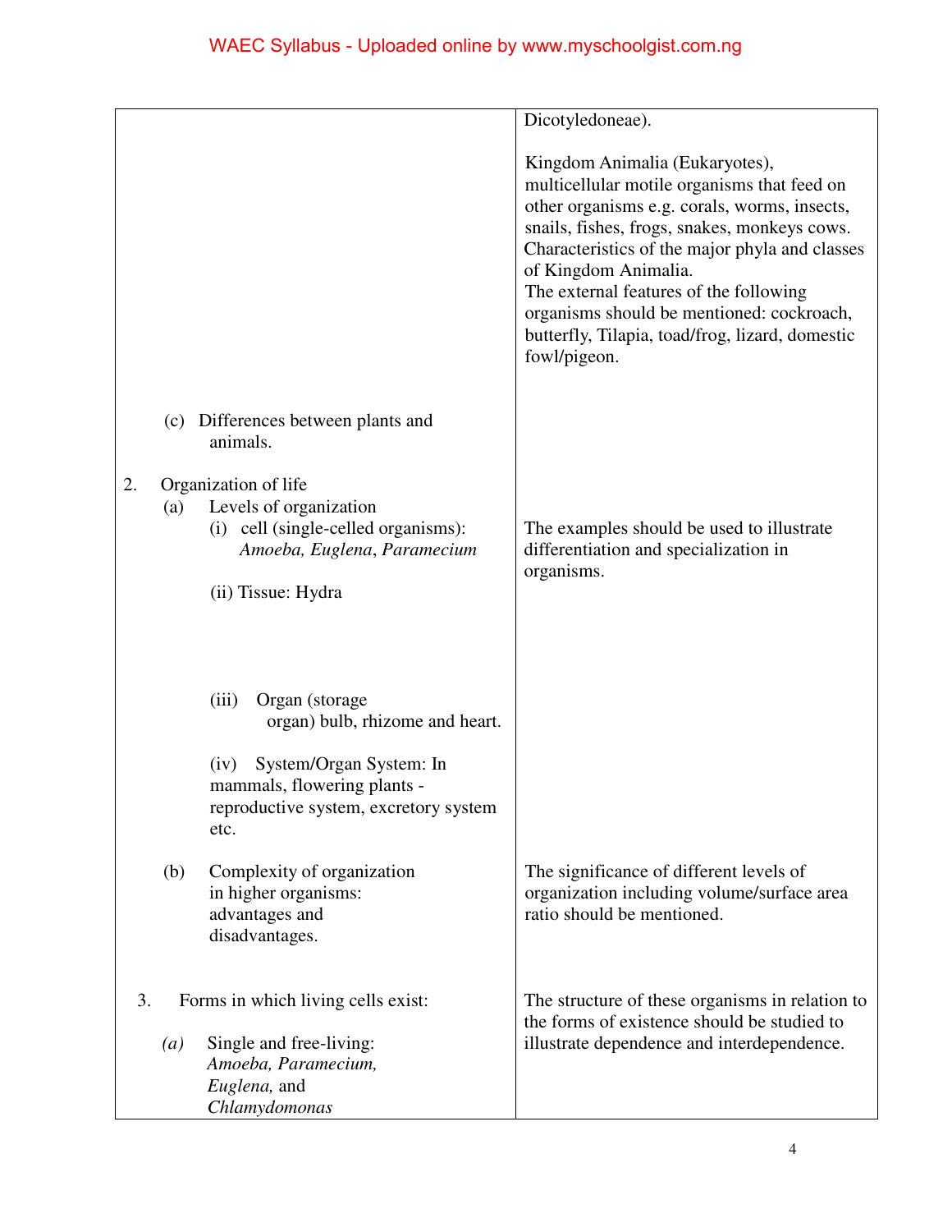| | |
|---|---|
| | Dicotyledoneae).<br><br>Kingdom Animalia (Eukaryotes), multicellular motile organisms that feed on other organisms e.g. corals, worms, insects, snails, fishes, frogs, snakes, monkeys cows. Characteristics of the major phyla and classes of Kingdom Animalia.<br>The external features of the following organisms should be mentioned: cockroach, butterfly, Tilapia, toad/frog, lizard, domestic fowl/pigeon. |
| (c) Differences between plants and animals. | |
| 2. Organization of life<br>(a) Levels of organization<br>(i) cell (single-celled organisms): *Amoeba, Euglena*, *Paramecium*<br><br>(ii) Tissue: Hydra<br><br>(iii) Organ (storage organ) bulb, rhizome and heart.<br><br>(iv) System/Organ System: In mammals, flowering plants - reproductive system, excretory system etc. | The examples should be used to illustrate differentiation and specialization in organisms. |
| (b) Complexity of organization in higher organisms: advantages and disadvantages. | The significance of different levels of organization including volume/surface area ratio should be mentioned. |
| 3. Forms in which living cells exist:<br><br>*(a)* Single and free-living: *Amoeba, Paramecium, Euglena,* and *Chlamydomonas* | The structure of these organisms in relation to the forms of existence should be studied to illustrate dependence and interdependence. |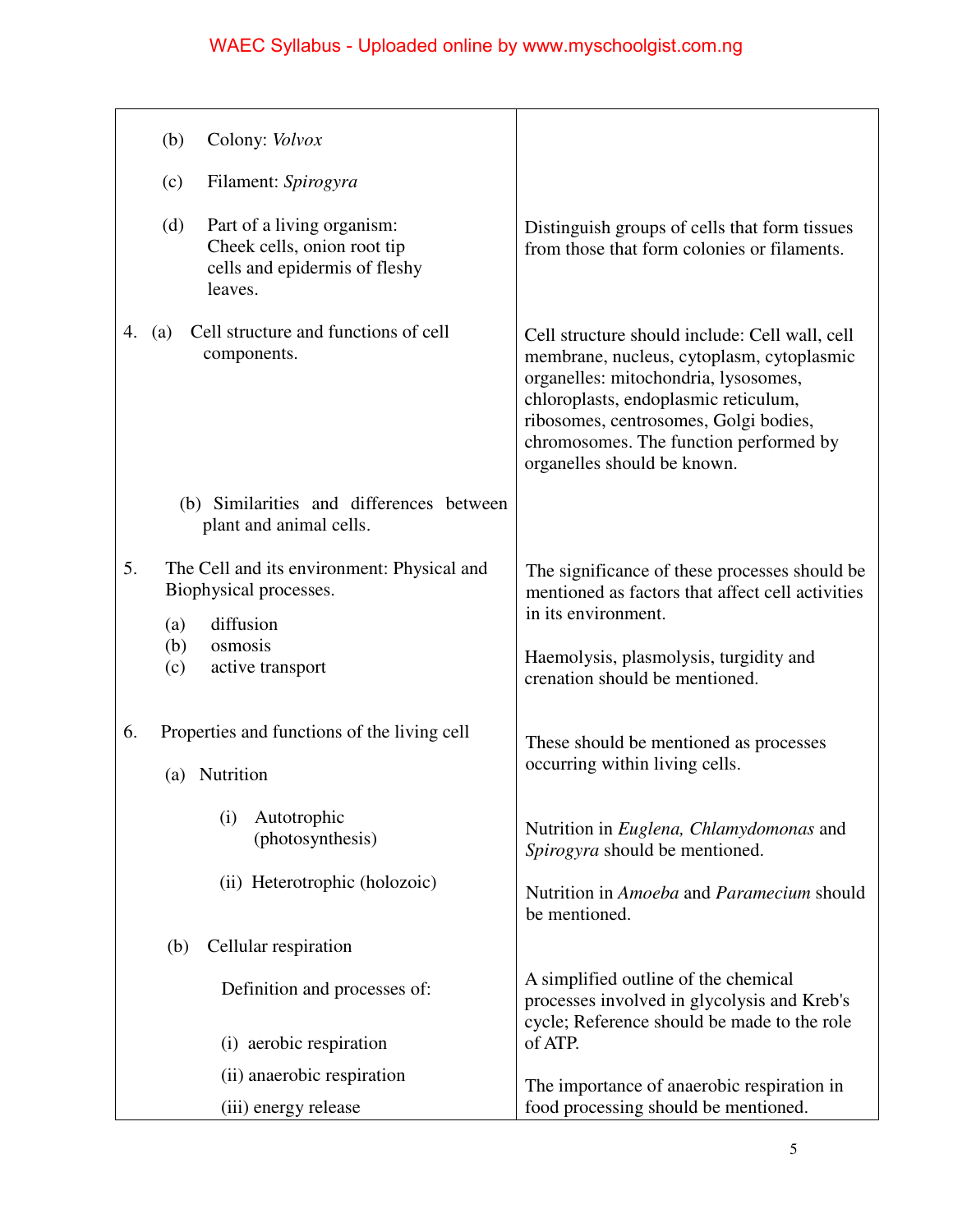| | |
|---|---|
| (b) Colony: *Volvox* | |
| (c) Filament: *Spirogyra* | |
| (d) Part of a living organism: Cheek cells, onion root tip cells and epidermis of fleshy leaves. | Distinguish groups of cells that form tissues from those that form colonies or filaments. |
| 4. (a) Cell structure and functions of cell components. | Cell structure should include: Cell wall, cell membrane, nucleus, cytoplasm, cytoplasmic organelles: mitochondria, lysosomes, chloroplasts, endoplasmic reticulum, ribosomes, centrosomes, Golgi bodies, chromosomes. The function performed by organelles should be known. |
| (b) Similarities and differences between plant and animal cells. | |
| 5. The Cell and its environment: Physical and Biophysical processes.<br>(a) diffusion<br>(b) osmosis<br>(c) active transport | The significance of these processes should be mentioned as factors that affect cell activities in its environment.<br><br>Haemolysis, plasmolysis, turgidity and crenation should be mentioned. |
| 6. Properties and functions of the living cell<br>(a) Nutrition | These should be mentioned as processes occurring within living cells. |
| (i) Autotrophic (photosynthesis) | Nutrition in *Euglena, Chlamydomonas* and *Spirogyra* should be mentioned. |
| (ii) Heterotrophic (holozoic) | Nutrition in *Amoeba* and *Paramecium* should be mentioned. |
| (b) Cellular respiration<br>Definition and processes of:<br>(i) aerobic respiration<br>(ii) anaerobic respiration<br>(iii) energy release | A simplified outline of the chemical processes involved in glycolysis and Kreb's cycle; Reference should be made to the role of ATP.<br><br>The importance of anaerobic respiration in food processing should be mentioned. |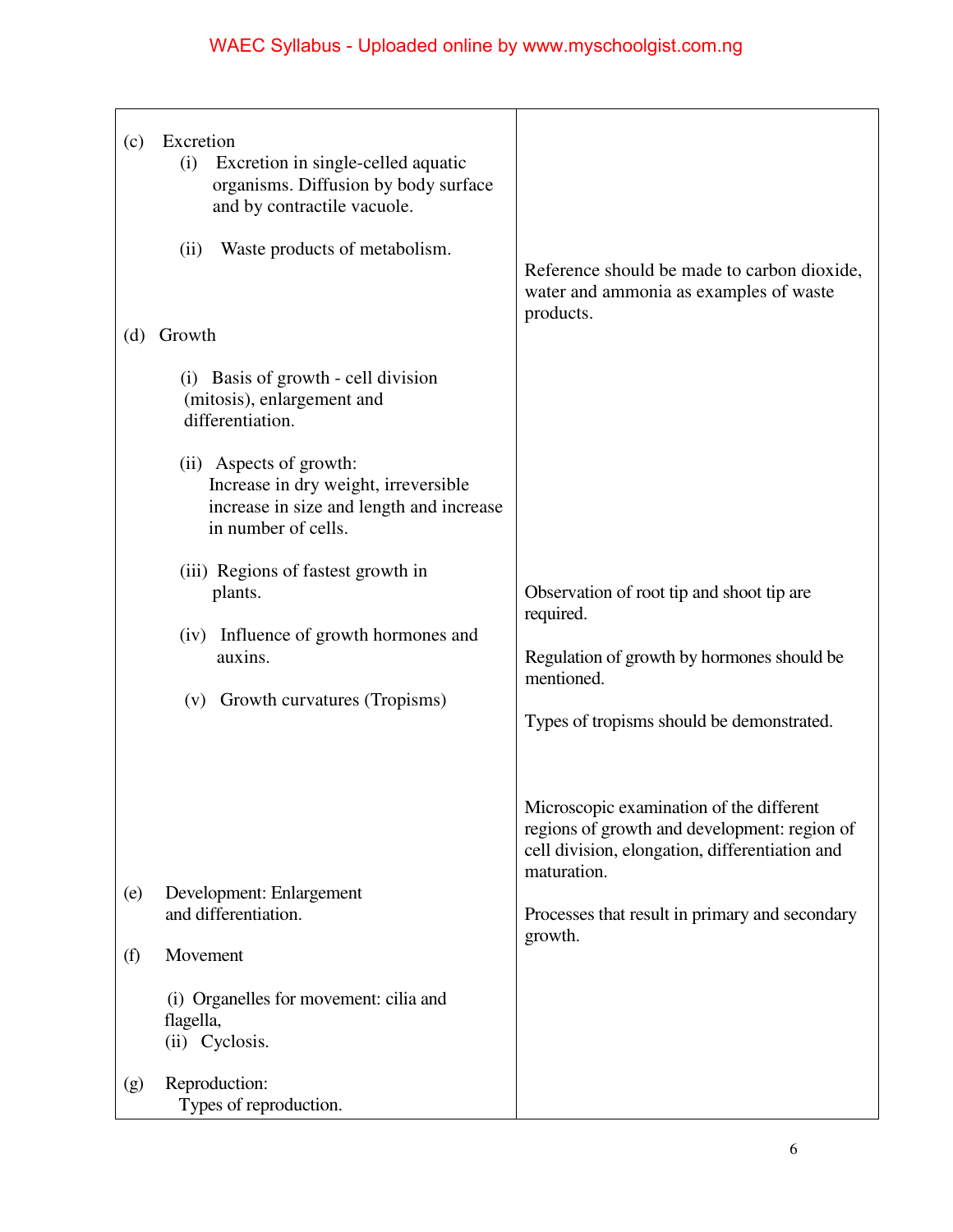| | |
|---|---|
| (c) Excretion<br>(i) Excretion in single-celled aquatic organisms. Diffusion by body surface and by contractile vacuole.<br><br>(ii) Waste products of metabolism. | <br><br><br><br>Reference should be made to carbon dioxide, water and ammonia as examples of waste products. |
| (d) Growth<br><br>(i) Basis of growth - cell division (mitosis), enlargement and differentiation.<br><br>(ii) Aspects of growth:<br>Increase in dry weight, irreversible increase in size and length and increase in number of cells.<br><br>(iii) Regions of fastest growth in plants.<br><br>(iv) Influence of growth hormones and auxins.<br><br>(v) Growth curvatures (Tropisms) | <br><br><br><br><br><br><br><br><br><br>Observation of root tip and shoot tip are required.<br><br>Regulation of growth by hormones should be mentioned.<br><br>Types of tropisms should be demonstrated.<br><br>Microscopic examination of the different regions of growth and development: region of cell division, elongation, differentiation and maturation. |
| (e) Development: Enlargement and differentiation. | Processes that result in primary and secondary growth. |
| (f) Movement<br><br>(i) Organelles for movement: cilia and flagella,<br>(ii) Cyclosis. | |
| (g) Reproduction:<br>Types of reproduction. | |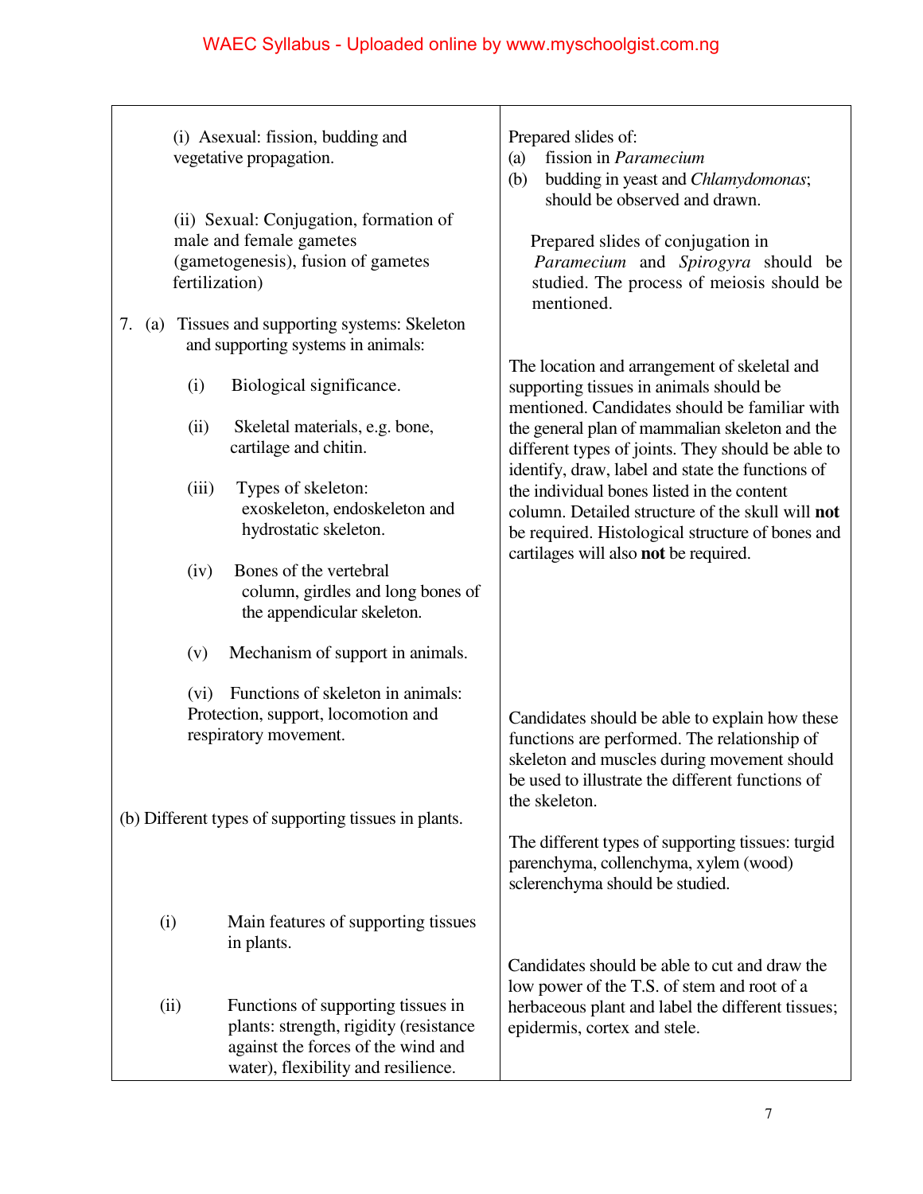| | |
|---|---|
| (i) Asexual: fission, budding and vegetative propagation. | Prepared slides of: (a) fission in *Paramecium* (b) budding in yeast and *Chlamydomonas*; should be observed and drawn. |
| (ii) Sexual: Conjugation, formation of male and female gametes (gametogenesis), fusion of gametes fertilization) | Prepared slides of conjugation in *Paramecium* and *Spirogyra* should be studied. The process of meiosis should be mentioned. |
| 7. (a) Tissues and supporting systems: Skeleton and supporting systems in animals:<br>(i) Biological significance.<br>(ii) Skeletal materials, e.g. bone, cartilage and chitin.<br>(iii) Types of skeleton: exoskeleton, endoskeleton and hydrostatic skeleton.<br>(iv) Bones of the vertebral column, girdles and long bones of the appendicular skeleton.<br>(v) Mechanism of support in animals. | The location and arrangement of skeletal and supporting tissues in animals should be mentioned. Candidates should be familiar with the general plan of mammalian skeleton and the different types of joints. They should be able to identify, draw, label and state the functions of the individual bones listed in the content column. Detailed structure of the skull will **not** be required. Histological structure of bones and cartilages will also **not** be required. |
| (vi) Functions of skeleton in animals: Protection, support, locomotion and respiratory movement. | Candidates should be able to explain how these functions are performed. The relationship of skeleton and muscles during movement should be used to illustrate the different functions of the skeleton. |
| (b) Different types of supporting tissues in plants. | The different types of supporting tissues: turgid parenchyma, collenchyma, xylem (wood) sclerenchyma should be studied. |
| (i) Main features of supporting tissues in plants.<br>(ii) Functions of supporting tissues in plants: strength, rigidity (resistance against the forces of the wind and water), flexibility and resilience. | Candidates should be able to cut and draw the low power of the T.S. of stem and root of a herbaceous plant and label the different tissues; epidermis, cortex and stele. |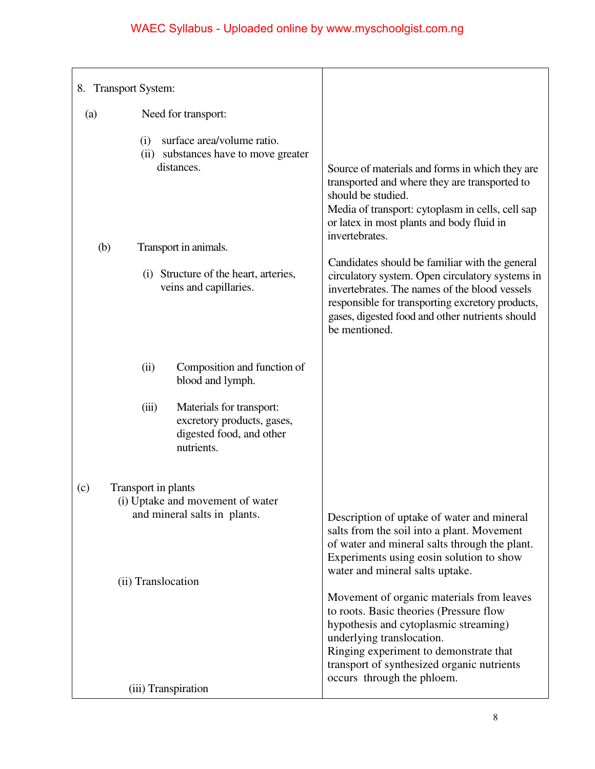| | |
|---|---|
| 8. Transport System:<br><br>(a) Need for transport:<br>(i) surface area/volume ratio.<br>(ii) substances have to move greater distances. | Source of materials and forms in which they are transported and where they are transported to should be studied.<br>Media of transport: cytoplasm in cells, cell sap or latex in most plants and body fluid in invertebrates. |
| (b) Transport in animals.<br><br>(i) Structure of the heart, arteries, veins and capillaries. | Candidates should be familiar with the general circulatory system. Open circulatory systems in invertebrates. The names of the blood vessels responsible for transporting excretory products, gases, digested food and other nutrients should be mentioned. |
| (ii) Composition and function of blood and lymph.<br><br>(iii) Materials for transport: excretory products, gases, digested food, and other nutrients. | |
| (c) Transport in plants<br>(i) Uptake and movement of water and mineral salts in plants. | Description of uptake of water and mineral salts from the soil into a plant. Movement of water and mineral salts through the plant. Experiments using eosin solution to show water and mineral salts uptake. |
| (ii) Translocation | Movement of organic materials from leaves to roots. Basic theories (Pressure flow hypothesis and cytoplasmic streaming) underlying translocation.<br>Ringing experiment to demonstrate that transport of synthesized organic nutrients occurs through the phloem. |
| (iii) Transpiration | |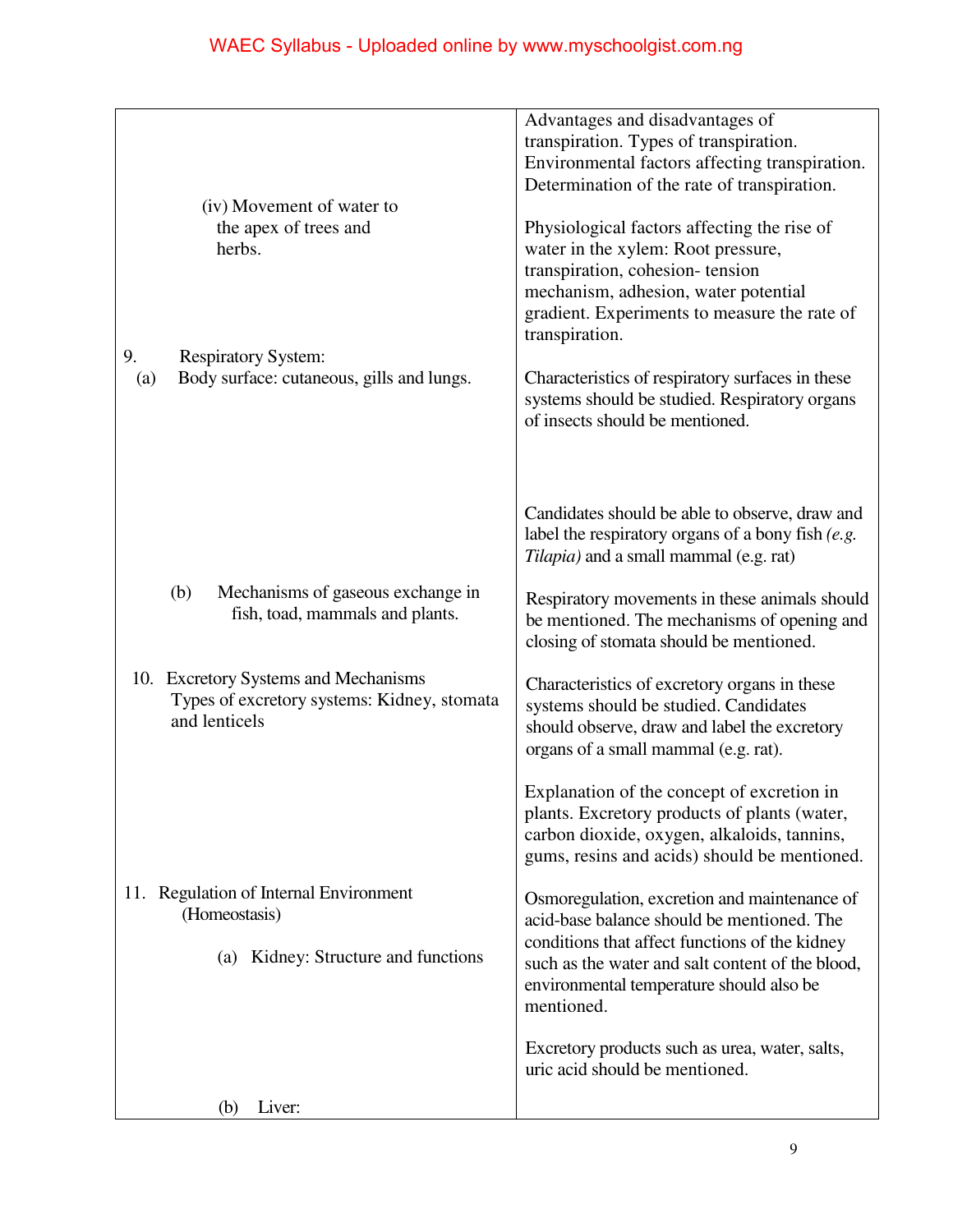| | |
|---|---|
| (iv) Movement of water to the apex of trees and herbs. | Advantages and disadvantages of transpiration. Types of transpiration. Environmental factors affecting transpiration. Determination of the rate of transpiration.<br><br>Physiological factors affecting the rise of water in the xylem: Root pressure, transpiration, cohesion- tension mechanism, adhesion, water potential gradient. Experiments to measure the rate of transpiration. |
| 9. Respiratory System:<br>(a) Body surface: cutaneous, gills and lungs. | Characteristics of respiratory surfaces in these systems should be studied. Respiratory organs of insects should be mentioned.<br><br>Candidates should be able to observe, draw and label the respiratory organs of a bony fish *(e.g. Tilapia)* and a small mammal (e.g. rat) |
| (b) Mechanisms of gaseous exchange in fish, toad, mammals and plants. | Respiratory movements in these animals should be mentioned. The mechanisms of opening and closing of stomata should be mentioned. |
| 10. Excretory Systems and Mechanisms<br>Types of excretory systems: Kidney, stomata and lenticels | Characteristics of excretory organs in these systems should be studied. Candidates should observe, draw and label the excretory organs of a small mammal (e.g. rat).<br><br>Explanation of the concept of excretion in plants. Excretory products of plants (water, carbon dioxide, oxygen, alkaloids, tannins, gums, resins and acids) should be mentioned. |
| 11. Regulation of Internal Environment (Homeostasis)<br>(a) Kidney: Structure and functions | Osmoregulation, excretion and maintenance of acid-base balance should be mentioned. The conditions that affect functions of the kidney such as the water and salt content of the blood, environmental temperature should also be mentioned.<br><br>Excretory products such as urea, water, salts, uric acid should be mentioned. |
| (b) Liver: | |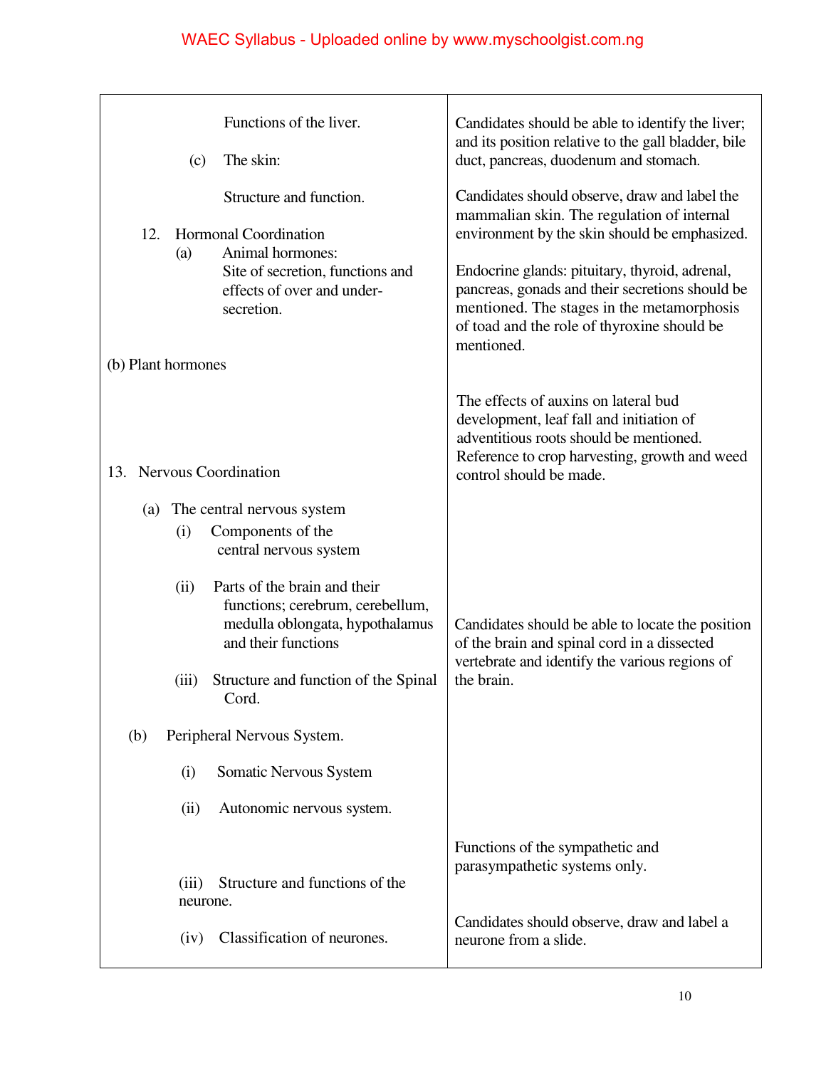| | |
|---|---|
| Functions of the liver.<br><br>(c) The skin: | Candidates should be able to identify the liver; and its position relative to the gall bladder, bile duct, pancreas, duodenum and stomach. |
| Structure and function. | Candidates should observe, draw and label the mammalian skin. The regulation of internal environment by the skin should be emphasized. |
| 12. Hormonal Coordination<br>(a) Animal hormones:<br>Site of secretion, functions and effects of over and under-secretion. | Endocrine glands: pituitary, thyroid, adrenal, pancreas, gonads and their secretions should be mentioned. The stages in the metamorphosis of toad and the role of thyroxine should be mentioned. |
| (b) Plant hormones | The effects of auxins on lateral bud development, leaf fall and initiation of adventitious roots should be mentioned. Reference to crop harvesting, growth and weed control should be made. |
| 13. Nervous Coordination<br><br>(a) The central nervous system<br>(i) Components of the central nervous system<br><br>(ii) Parts of the brain and their functions; cerebrum, cerebellum, medulla oblongata, hypothalamus and their functions<br><br>(iii) Structure and function of the Spinal Cord. | Candidates should be able to locate the position of the brain and spinal cord in a dissected vertebrate and identify the various regions of the brain. |
| (b) Peripheral Nervous System.<br><br>(i) Somatic Nervous System<br><br>(ii) Autonomic nervous system. | Functions of the sympathetic and parasympathetic systems only. |
| (iii) Structure and functions of the neurone.<br><br>(iv) Classification of neurones. | Candidates should observe, draw and label a neurone from a slide. |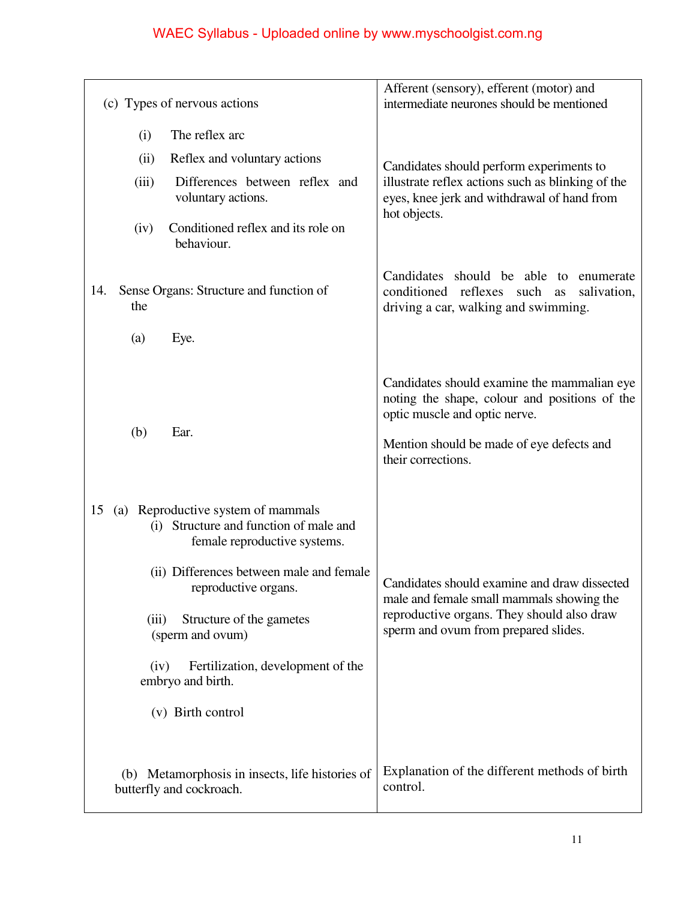| | |
|---|---|
| (c) Types of nervous actions<br><br>(i) The reflex arc<br>(ii) Reflex and voluntary actions<br>(iii) Differences between reflex and voluntary actions.<br>(iv) Conditioned reflex and its role on behaviour. | Afferent (sensory), efferent (motor) and intermediate neurones should be mentioned<br><br>Candidates should perform experiments to illustrate reflex actions such as blinking of the eyes, knee jerk and withdrawal of hand from hot objects. |
| 14. Sense Organs: Structure and function of the<br><br>(a) Eye.<br><br>(b) Ear. | Candidates should be able to enumerate conditioned reflexes such as salivation, driving a car, walking and swimming.<br><br>Candidates should examine the mammalian eye noting the shape, colour and positions of the optic muscle and optic nerve.<br><br>Mention should be made of eye defects and their corrections. |
| 15 (a) Reproductive system of mammals<br>(i) Structure and function of male and female reproductive systems.<br>(ii) Differences between male and female reproductive organs.<br>(iii) Structure of the gametes (sperm and ovum)<br>(iv) Fertilization, development of the embryo and birth.<br>(v) Birth control | Candidates should examine and draw dissected male and female small mammals showing the reproductive organs. They should also draw sperm and ovum from prepared slides. |
| (b) Metamorphosis in insects, life histories of butterfly and cockroach. | Explanation of the different methods of birth control. |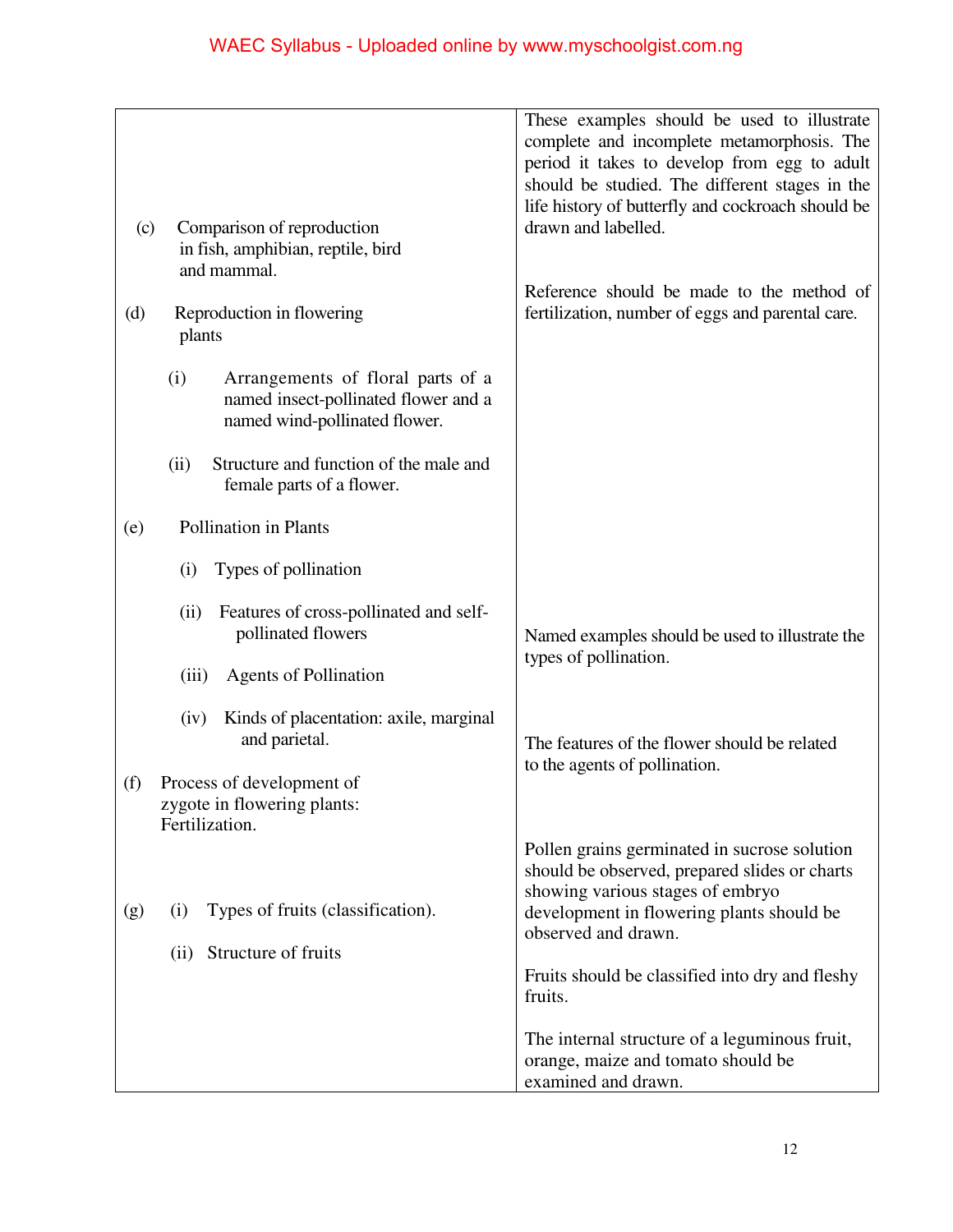| | |
|---|---|
| | These examples should be used to illustrate complete and incomplete metamorphosis. The period it takes to develop from egg to adult should be studied. The different stages in the life history of butterfly and cockroach should be drawn and labelled. |
| (c) Comparison of reproduction in fish, amphibian, reptile, bird and mammal. | Reference should be made to the method of fertilization, number of eggs and parental care. |
| (d) Reproduction in flowering plants<br><br>(i) Arrangements of floral parts of a named insect-pollinated flower and a named wind-pollinated flower.<br><br>(ii) Structure and function of the male and female parts of a flower. | |
| (e) Pollination in Plants<br><br>(i) Types of pollination<br><br>(ii) Features of cross-pollinated and self-pollinated flowers<br><br>(iii) Agents of Pollination<br><br>(iv) Kinds of placentation: axile, marginal and parietal. | Named examples should be used to illustrate the types of pollination.<br><br>The features of the flower should be related to the agents of pollination. |
| (f) Process of development of zygote in flowering plants: Fertilization. | Pollen grains germinated in sucrose solution should be observed, prepared slides or charts showing various stages of embryo development in flowering plants should be observed and drawn. |
| (g) (i) Types of fruits (classification).<br><br>(ii) Structure of fruits | Fruits should be classified into dry and fleshy fruits.<br><br>The internal structure of a leguminous fruit, orange, maize and tomato should be examined and drawn. |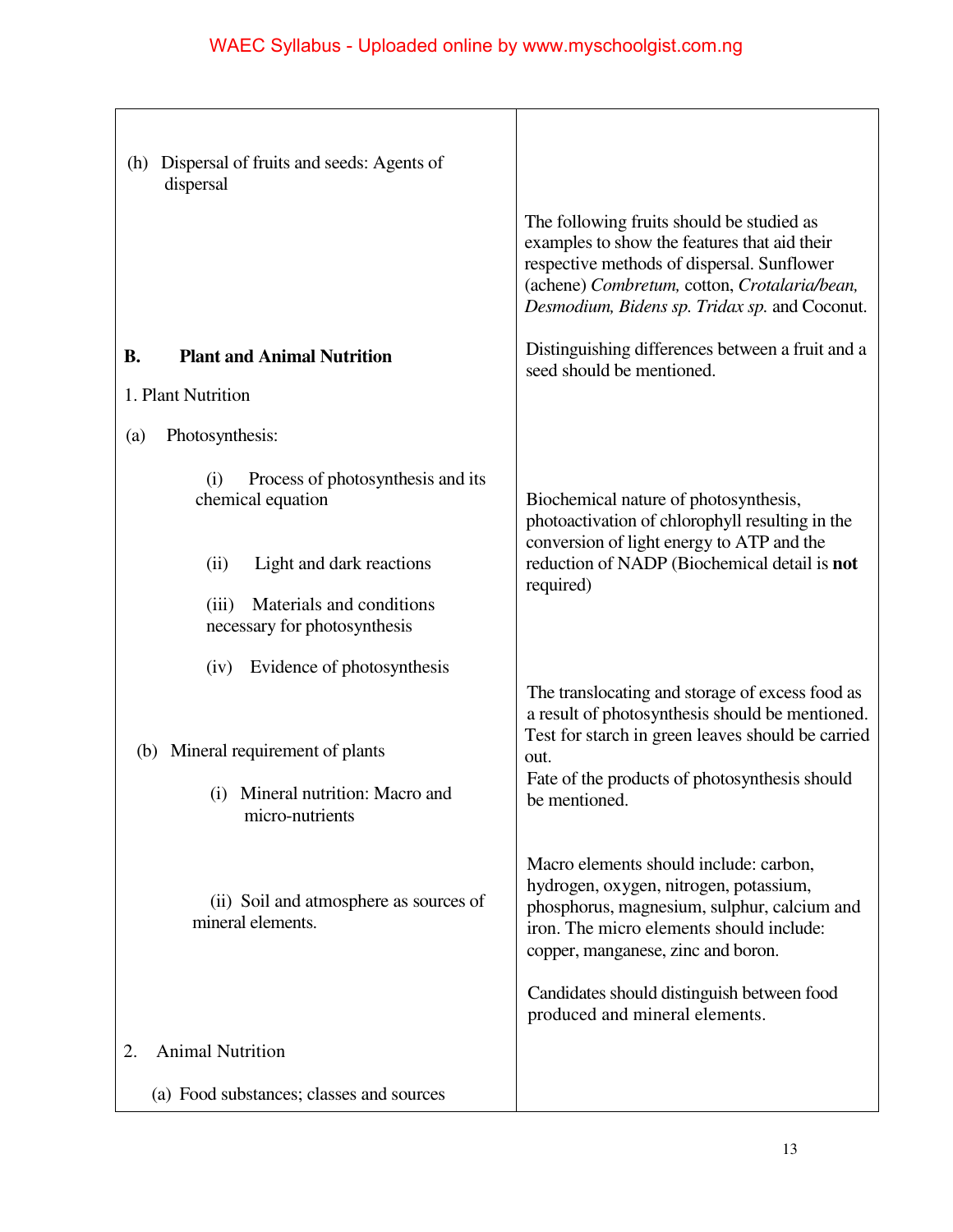| | |
|---|---|
| (h) Dispersal of fruits and seeds: Agents of dispersal | The following fruits should be studied as examples to show the features that aid their respective methods of dispersal. Sunflower (achene) *Combretum,* cotton, *Crotalaria/bean, Desmodium, Bidens sp. Tridax sp.* and Coconut. |
| **B. Plant and Animal Nutrition** | Distinguishing differences between a fruit and a seed should be mentioned. |
| 1. Plant Nutrition | |
| (a) Photosynthesis: | |
| (i) Process of photosynthesis and its chemical equation<br><br>(ii) Light and dark reactions<br><br>(iii) Materials and conditions necessary for photosynthesis | Biochemical nature of photosynthesis, photoactivation of chlorophyll resulting in the conversion of light energy to ATP and the reduction of NADP (Biochemical detail is **not** required) |
| (iv) Evidence of photosynthesis | The translocating and storage of excess food as a result of photosynthesis should be mentioned. Test for starch in green leaves should be carried out.<br>Fate of the products of photosynthesis should be mentioned. |
| (b) Mineral requirement of plants<br><br>(i) Mineral nutrition: Macro and micro-nutrients | |
| (ii) Soil and atmosphere as sources of mineral elements. | Macro elements should include: carbon, hydrogen, oxygen, nitrogen, potassium, phosphorus, magnesium, sulphur, calcium and iron. The micro elements should include: copper, manganese, zinc and boron.<br><br>Candidates should distinguish between food produced and mineral elements. |
| 2. Animal Nutrition | |
| (a) Food substances; classes and sources | |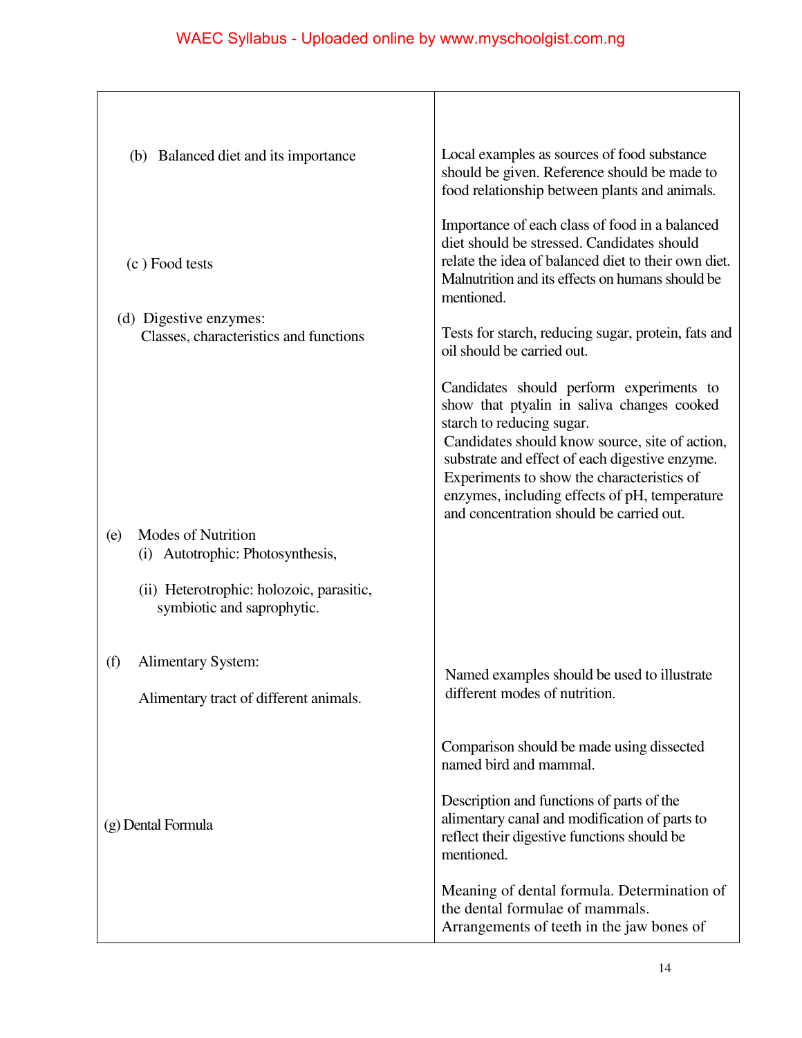| | |
|---|---|
| (b) Balanced diet and its importance | Local examples as sources of food substance should be given. Reference should be made to food relationship between plants and animals. |
| | Importance of each class of food in a balanced diet should be stressed. Candidates should relate the idea of balanced diet to their own diet. Malnutrition and its effects on humans should be mentioned. |
| (c ) Food tests | Tests for starch, reducing sugar, protein, fats and oil should be carried out. |
| (d) Digestive enzymes: Classes, characteristics and functions | Candidates should perform experiments to show that ptyalin in saliva changes cooked starch to reducing sugar. Candidates should know source, site of action, substrate and effect of each digestive enzyme. Experiments to show the characteristics of enzymes, including effects of pH, temperature and concentration should be carried out. |
| (e) Modes of Nutrition<br>(i) Autotrophic: Photosynthesis,<br>(ii) Heterotrophic: holozoic, parasitic, symbiotic and saprophytic. | Named examples should be used to illustrate different modes of nutrition. |
| (f) Alimentary System:<br>Alimentary tract of different animals. | Comparison should be made using dissected named bird and mammal.<br>Description and functions of parts of the alimentary canal and modification of parts to reflect their digestive functions should be mentioned. |
| (g) Dental Formula | Meaning of dental formula. Determination of the dental formulae of mammals. Arrangements of teeth in the jaw bones of |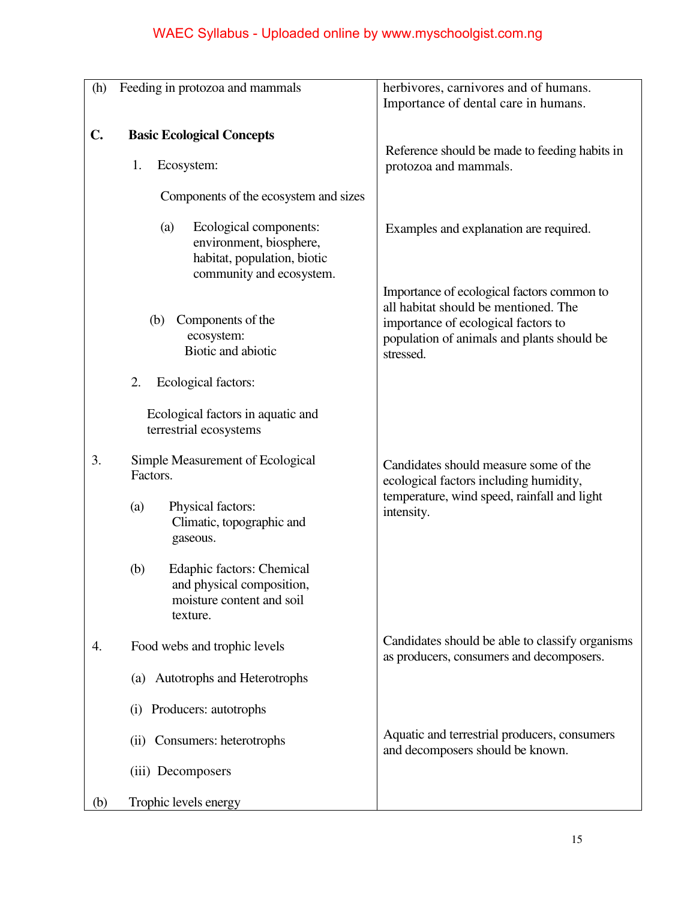| | |
|---|---|
| (h) Feeding in protozoa and mammals | herbivores, carnivores and of humans. Importance of dental care in humans. |
| **C. Basic Ecological Concepts** | Reference should be made to feeding habits in protozoa and mammals. |
| 1. Ecosystem: | |
| Components of the ecosystem and sizes | |
| (a) Ecological components: environment, biosphere, habitat, population, biotic community and ecosystem. | Examples and explanation are required. |
| (b) Components of the ecosystem: Biotic and abiotic | Importance of ecological factors common to all habitat should be mentioned. The importance of ecological factors to population of animals and plants should be stressed. |
| 2. Ecological factors: | |
| Ecological factors in aquatic and terrestrial ecosystems | |
| 3. Simple Measurement of Ecological Factors. | Candidates should measure some of the ecological factors including humidity, temperature, wind speed, rainfall and light intensity. |
| (a) Physical factors: Climatic, topographic and gaseous. | |
| (b) Edaphic factors: Chemical and physical composition, moisture content and soil texture. | |
| 4. Food webs and trophic levels | Candidates should be able to classify organisms as producers, consumers and decomposers. |
| (a) Autotrophs and Heterotrophs | |
| (i) Producers: autotrophs | |
| (ii) Consumers: heterotrophs | Aquatic and terrestrial producers, consumers and decomposers should be known. |
| (iii) Decomposers | |
| (b) Trophic levels energy | |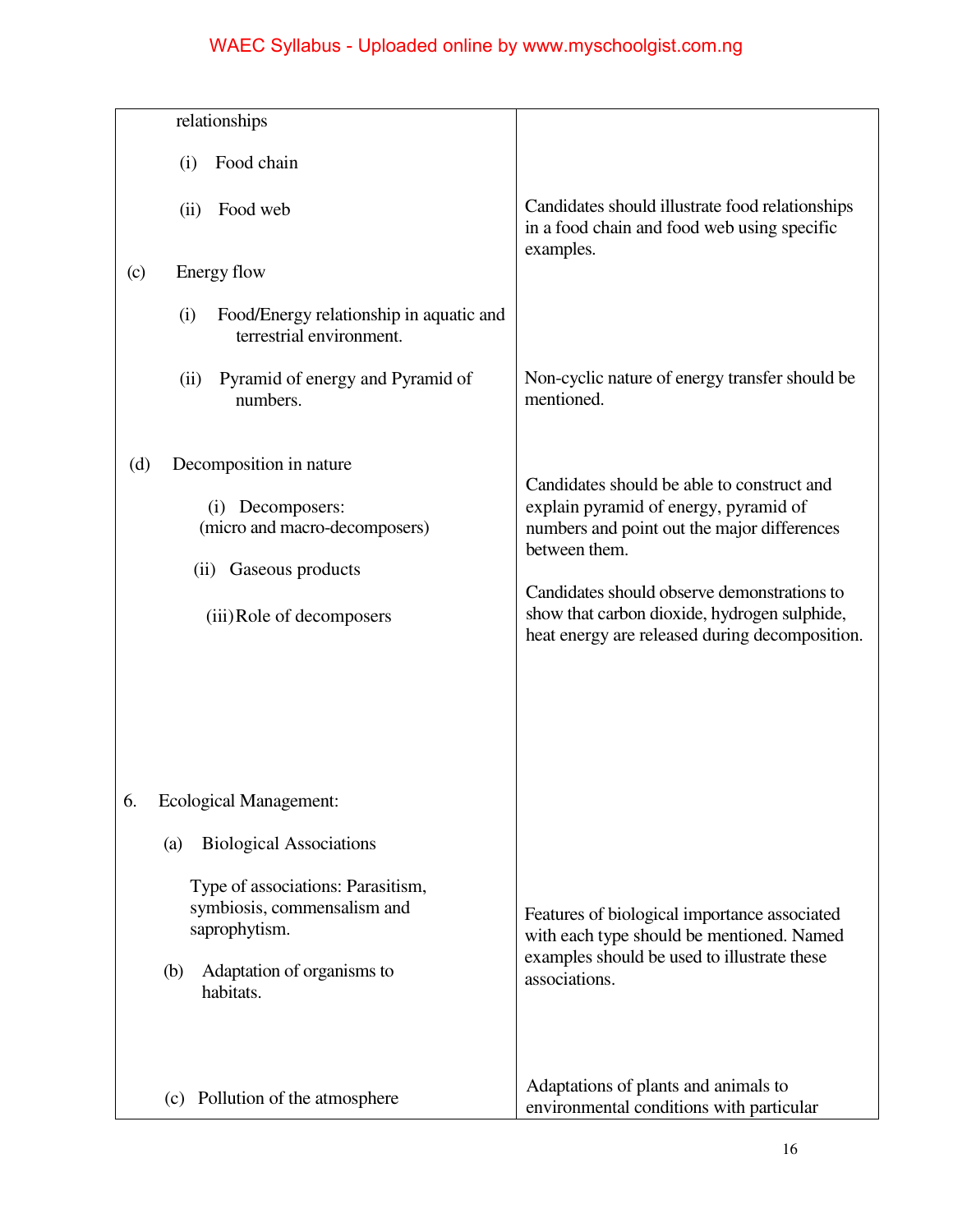| | |
|---|---|
| relationships<br><br>(i) Food chain<br><br>(ii) Food web | Candidates should illustrate food relationships in a food chain and food web using specific examples. |
| (c) Energy flow<br><br>(i) Food/Energy relationship in aquatic and terrestrial environment.<br><br>(ii) Pyramid of energy and Pyramid of numbers. | Non-cyclic nature of energy transfer should be mentioned. |
| (d) Decomposition in nature<br><br>(i) Decomposers: (micro and macro-decomposers)<br><br>(ii) Gaseous products<br><br>(iii) Role of decomposers | Candidates should be able to construct and explain pyramid of energy, pyramid of numbers and point out the major differences between them.<br><br>Candidates should observe demonstrations to show that carbon dioxide, hydrogen sulphide, heat energy are released during decomposition. |
| 6. Ecological Management:<br><br>(a) Biological Associations<br><br>Type of associations: Parasitism, symbiosis, commensalism and saprophytism. | Features of biological importance associated with each type should be mentioned. Named examples should be used to illustrate these associations. |
| (b) Adaptation of organisms to habitats. | |
| (c) Pollution of the atmosphere | Adaptations of plants and animals to environmental conditions with particular |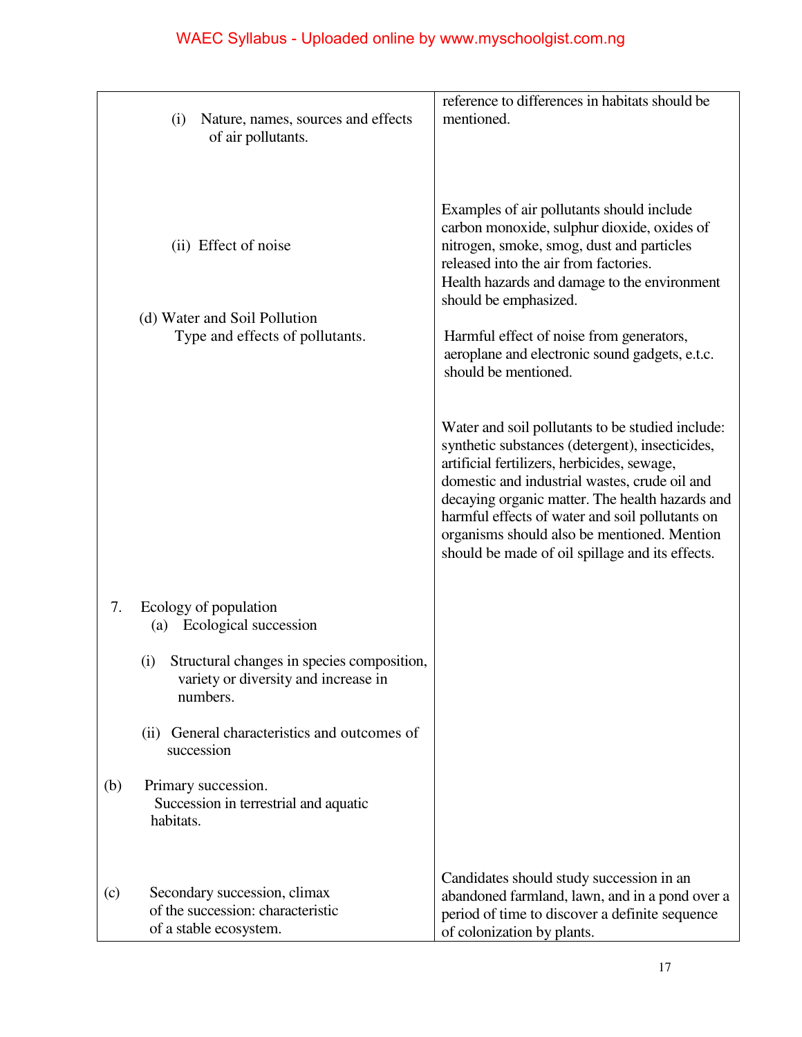| | |
|---|---|
| (i) Nature, names, sources and effects of air pollutants. | reference to differences in habitats should be mentioned. |
| (ii) Effect of noise | Examples of air pollutants should include carbon monoxide, sulphur dioxide, oxides of nitrogen, smoke, smog, dust and particles released into the air from factories. Health hazards and damage to the environment should be emphasized. |
| (d) Water and Soil Pollution<br>Type and effects of pollutants. | Harmful effect of noise from generators, aeroplane and electronic sound gadgets, e.t.c. should be mentioned.<br><br>Water and soil pollutants to be studied include: synthetic substances (detergent), insecticides, artificial fertilizers, herbicides, sewage, domestic and industrial wastes, crude oil and decaying organic matter. The health hazards and harmful effects of water and soil pollutants on organisms should also be mentioned. Mention should be made of oil spillage and its effects. |
| 7. Ecology of population<br>(a) Ecological succession<br><br>(i) Structural changes in species composition, variety or diversity and increase in numbers.<br><br>(ii) General characteristics and outcomes of succession | |
| (b) Primary succession.<br>Succession in terrestrial and aquatic habitats. | |
| (c) Secondary succession, climax of the succession: characteristic of a stable ecosystem. | Candidates should study succession in an abandoned farmland, lawn, and in a pond over a period of time to discover a definite sequence of colonization by plants. |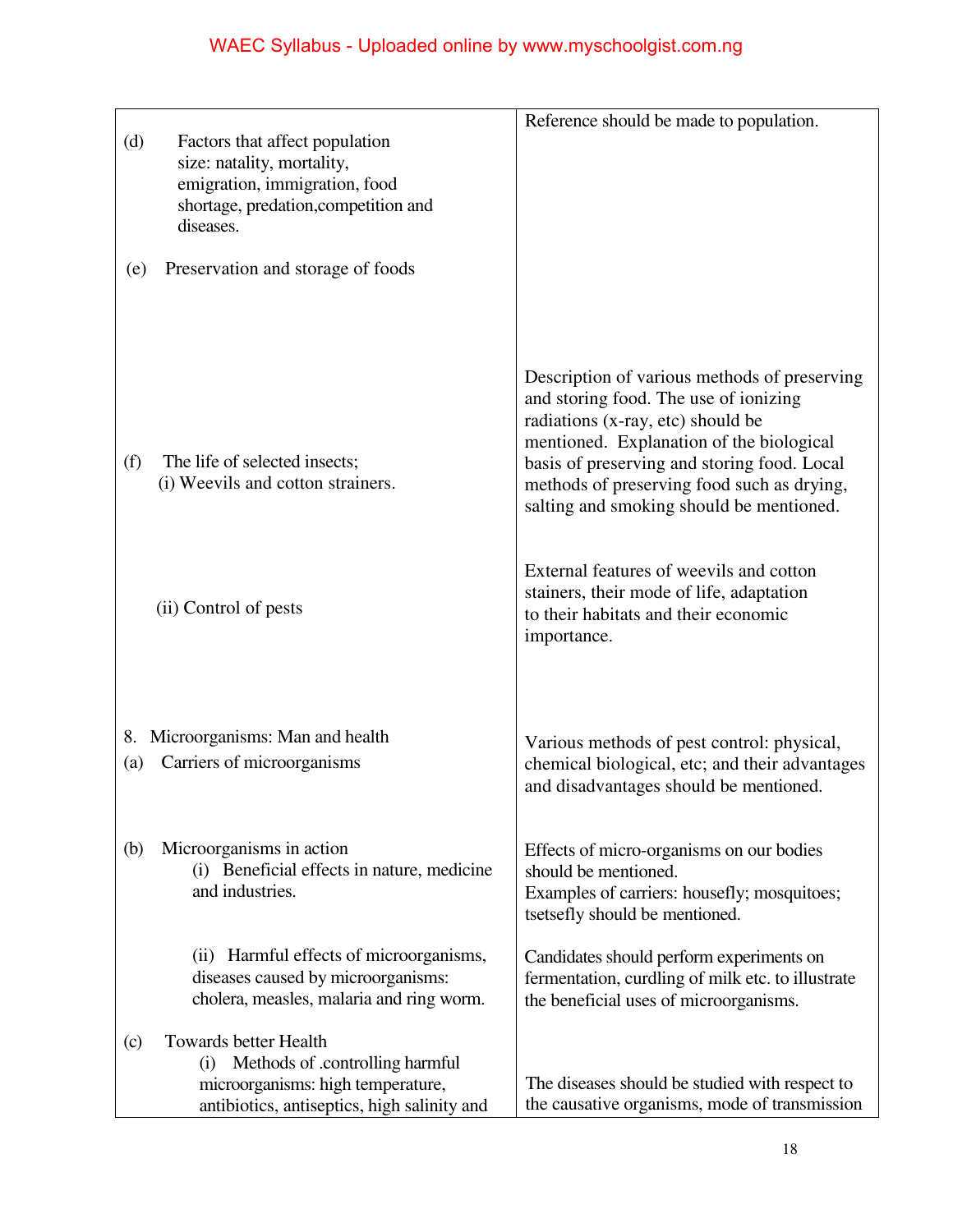| | |
|---|---|
| (d) Factors that affect population size: natality, mortality, emigration, immigration, food shortage, predation,competition and diseases. | Reference should be made to population. |
| (e) Preservation and storage of foods | Description of various methods of preserving and storing food. The use of ionizing radiations (x-ray, etc) should be mentioned. Explanation of the biological basis of preserving and storing food. Local methods of preserving food such as drying, salting and smoking should be mentioned. |
| (f) The life of selected insects; (i) Weevils and cotton strainers. | External features of weevils and cotton stainers, their mode of life, adaptation to their habitats and their economic importance. |
| (ii) Control of pests | Various methods of pest control: physical, chemical biological, etc; and their advantages and disadvantages should be mentioned. |
| 8. Microorganisms: Man and health (a) Carriers of microorganisms | Effects of micro-organisms on our bodies should be mentioned. Examples of carriers: housefly; mosquitoes; tsetsefly should be mentioned. |
| (b) Microorganisms in action (i) Beneficial effects in nature, medicine and industries. | Candidates should perform experiments on fermentation, curdling of milk etc. to illustrate the beneficial uses of microorganisms. |
| (ii) Harmful effects of microorganisms, diseases caused by microorganisms: cholera, measles, malaria and ring worm. | The diseases should be studied with respect to the causative organisms, mode of transmission |
| (c) Towards better Health (i) Methods of .controlling harmful microorganisms: high temperature, antibiotics, antiseptics, high salinity and | |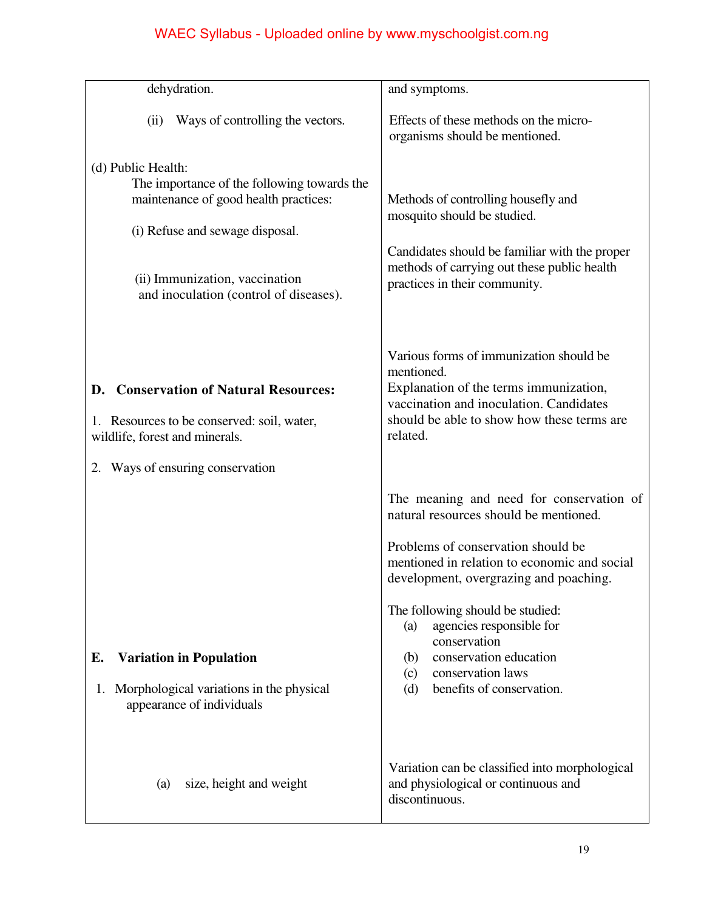| | |
|---|---|
| dehydration. | and symptoms. |
| (ii) Ways of controlling the vectors. | Effects of these methods on the micro-organisms should be mentioned. |
| (d) Public Health: The importance of the following towards the maintenance of good health practices: | Methods of controlling housefly and mosquito should be studied. |
| (i) Refuse and sewage disposal. | Candidates should be familiar with the proper methods of carrying out these public health practices in their community. |
| (ii) Immunization, vaccination and inoculation (control of diseases). | Various forms of immunization should be mentioned. Explanation of the terms immunization, vaccination and inoculation. Candidates should be able to show how these terms are related. |
| **D. Conservation of Natural Resources:** | |
| 1. Resources to be conserved: soil, water, wildlife, forest and minerals. | |
| 2. Ways of ensuring conservation | The meaning and need for conservation of natural resources should be mentioned. <br><br> Problems of conservation should be mentioned in relation to economic and social development, overgrazing and poaching. <br><br> The following should be studied: <br> (a) agencies responsible for conservation <br> (b) conservation education <br> (c) conservation laws <br> (d) benefits of conservation. |
| **E. Variation in Population** | |
| 1. Morphological variations in the physical appearance of individuals | |
| (a) size, height and weight | Variation can be classified into morphological and physiological or continuous and discontinuous. |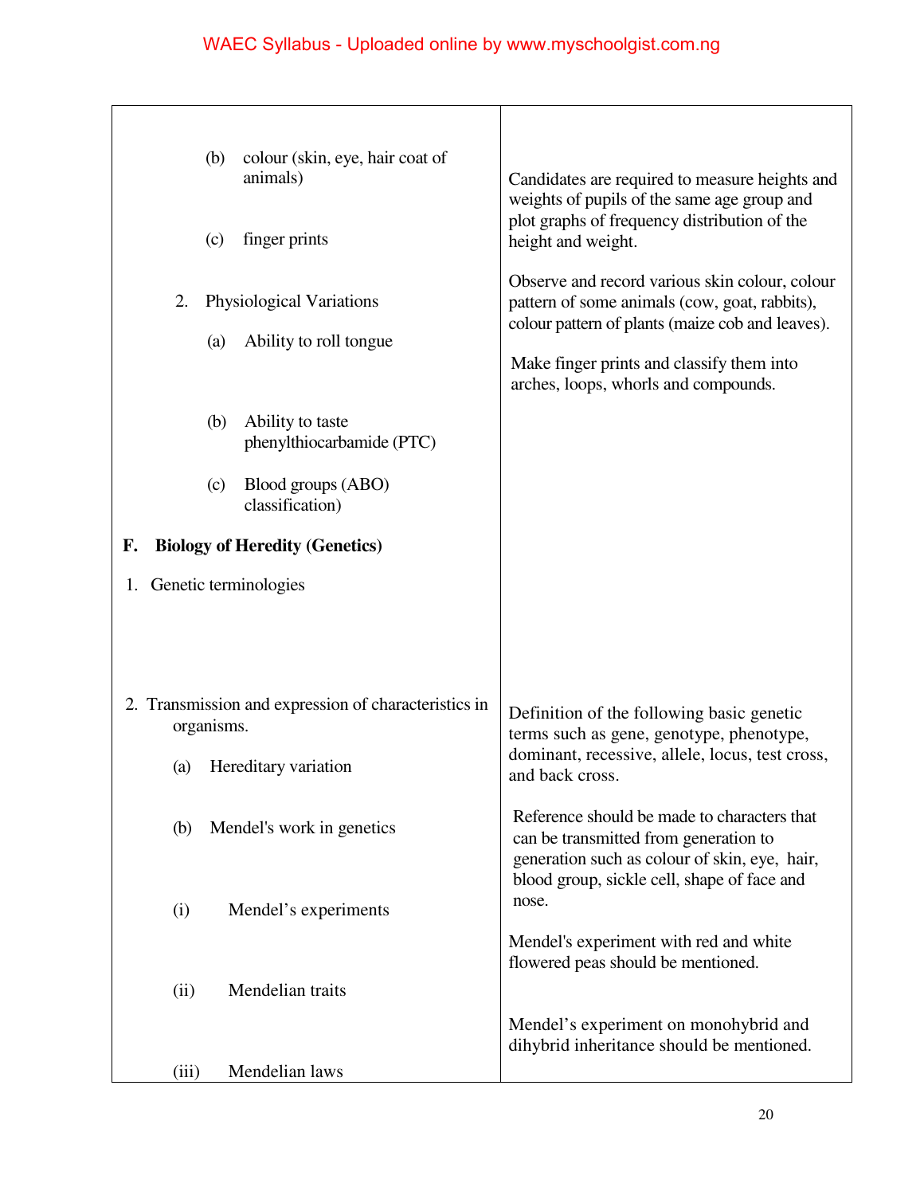| | |
|---|---|
| (b) colour (skin, eye, hair coat of animals)<br><br>(c) finger prints<br><br>2. Physiological Variations<br><br>(a) Ability to roll tongue<br><br>(b) Ability to taste phenylthiocarbamide (PTC)<br><br>(c) Blood groups (ABO) classification) | Candidates are required to measure heights and weights of pupils of the same age group and plot graphs of frequency distribution of the height and weight.<br><br>Observe and record various skin colour, colour pattern of some animals (cow, goat, rabbits), colour pattern of plants (maize cob and leaves).<br><br>Make finger prints and classify them into arches, loops, whorls and compounds. |
| **F. Biology of Heredity (Genetics)**<br><br>1. Genetic terminologies | |
| 2. Transmission and expression of characteristics in organisms. | Definition of the following basic genetic terms such as gene, genotype, phenotype, dominant, recessive, allele, locus, test cross, and back cross. |
| (a) Hereditary variation | Reference should be made to characters that can be transmitted from generation to generation such as colour of skin, eye, hair, blood group, sickle cell, shape of face and nose. |
| (b) Mendel's work in genetics<br><br>(i) Mendel's experiments | Mendel's experiment with red and white flowered peas should be mentioned. |
| (ii) Mendelian traits<br><br>(iii) Mendelian laws | Mendel's experiment on monohybrid and dihybrid inheritance should be mentioned. |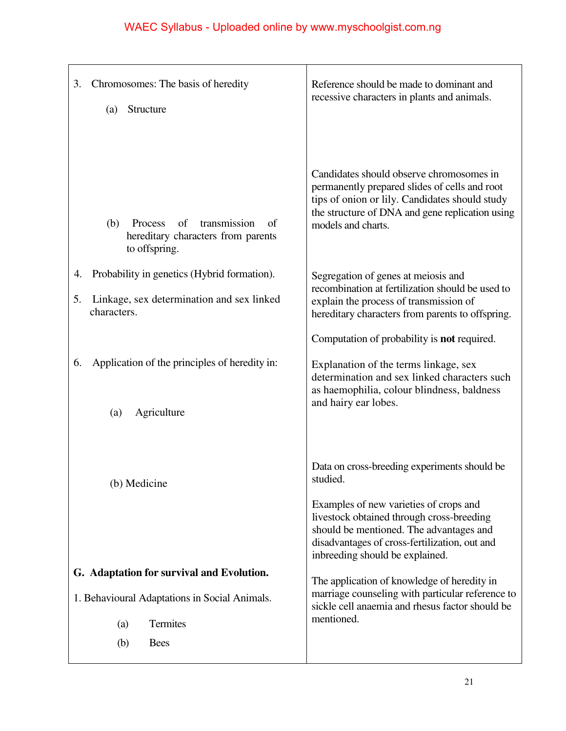| | |
|---|---|
| 3. Chromosomes: The basis of heredity<br><br>(a) Structure<br><br>(b) Process of transmission of hereditary characters from parents to offspring. | Reference should be made to dominant and recessive characters in plants and animals.<br><br>Candidates should observe chromosomes in permanently prepared slides of cells and root tips of onion or lily. Candidates should study the structure of DNA and gene replication using models and charts. |
| 4. Probability in genetics (Hybrid formation).<br><br>5. Linkage, sex determination and sex linked characters. | Segregation of genes at meiosis and recombination at fertilization should be used to explain the process of transmission of hereditary characters from parents to offspring.<br><br>Computation of probability is **not** required. |
| 6. Application of the principles of heredity in:<br><br>(a) Agriculture<br><br>(b) Medicine | Explanation of the terms linkage, sex determination and sex linked characters such as haemophilia, colour blindness, baldness and hairy ear lobes.<br><br>Data on cross-breeding experiments should be studied.<br><br>Examples of new varieties of crops and livestock obtained through cross-breeding should be mentioned. The advantages and disadvantages of cross-fertilization, out and inbreeding should be explained. |
| **G. Adaptation for survival and Evolution.**<br><br>1. Behavioural Adaptations in Social Animals.<br><br>(a) Termites<br><br>(b) Bees | The application of knowledge of heredity in marriage counseling with particular reference to sickle cell anaemia and rhesus factor should be mentioned. |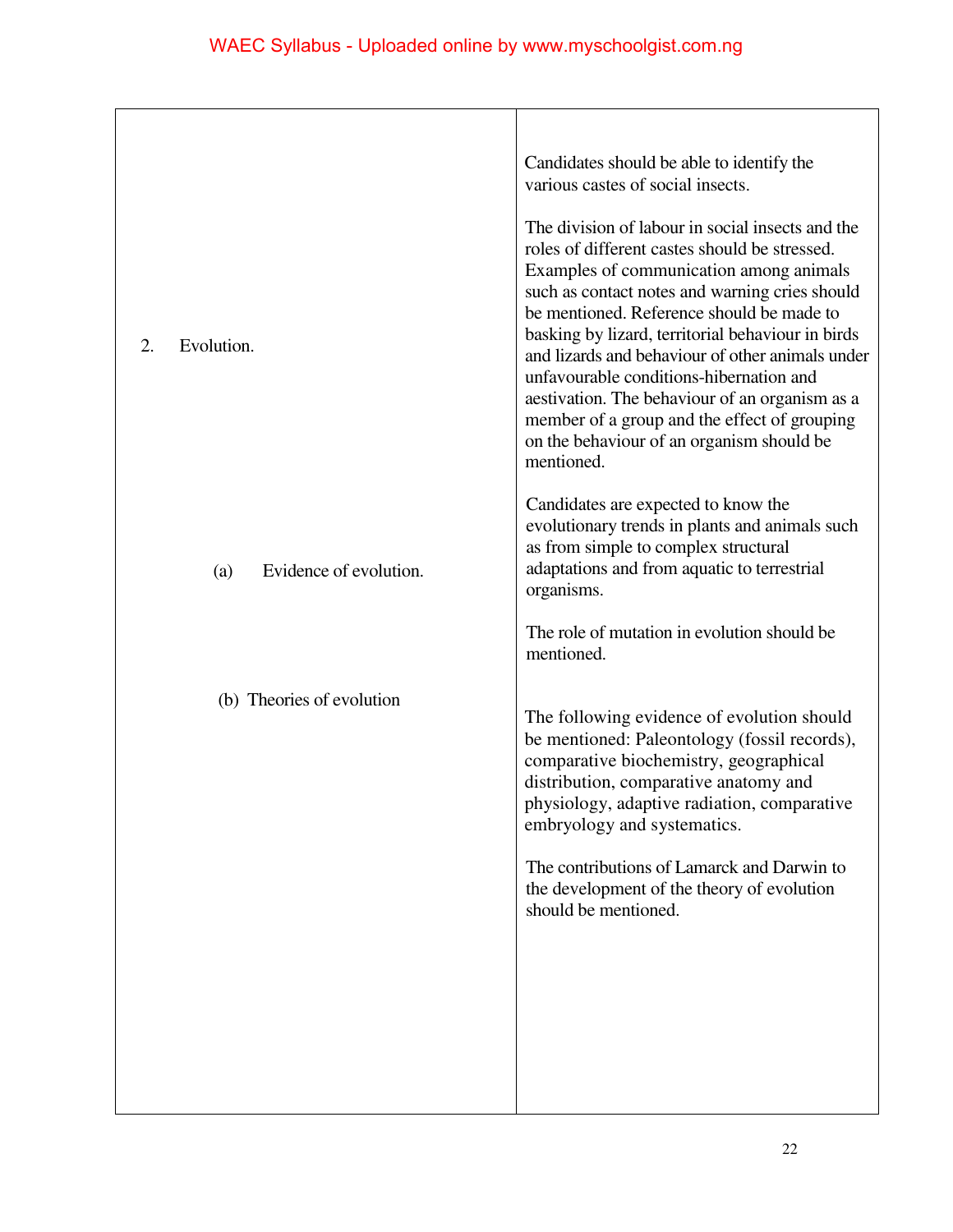| | |
|---|---|
| | Candidates should be able to identify the various castes of social insects.<br><br>The division of labour in social insects and the roles of different castes should be stressed. Examples of communication among animals such as contact notes and warning cries should be mentioned. Reference should be made to basking by lizard, territorial behaviour in birds and lizards and behaviour of other animals under unfavourable conditions-hibernation and aestivation. The behaviour of an organism as a member of a group and the effect of grouping on the behaviour of an organism should be mentioned. |
| 2. Evolution. | |
| (a) Evidence of evolution. | Candidates are expected to know the evolutionary trends in plants and animals such as from simple to complex structural adaptations and from aquatic to terrestrial organisms.<br><br>The role of mutation in evolution should be mentioned. |
| (b) Theories of evolution | The following evidence of evolution should be mentioned: Paleontology (fossil records), comparative biochemistry, geographical distribution, comparative anatomy and physiology, adaptive radiation, comparative embryology and systematics.<br><br>The contributions of Lamarck and Darwin to the development of the theory of evolution should be mentioned. |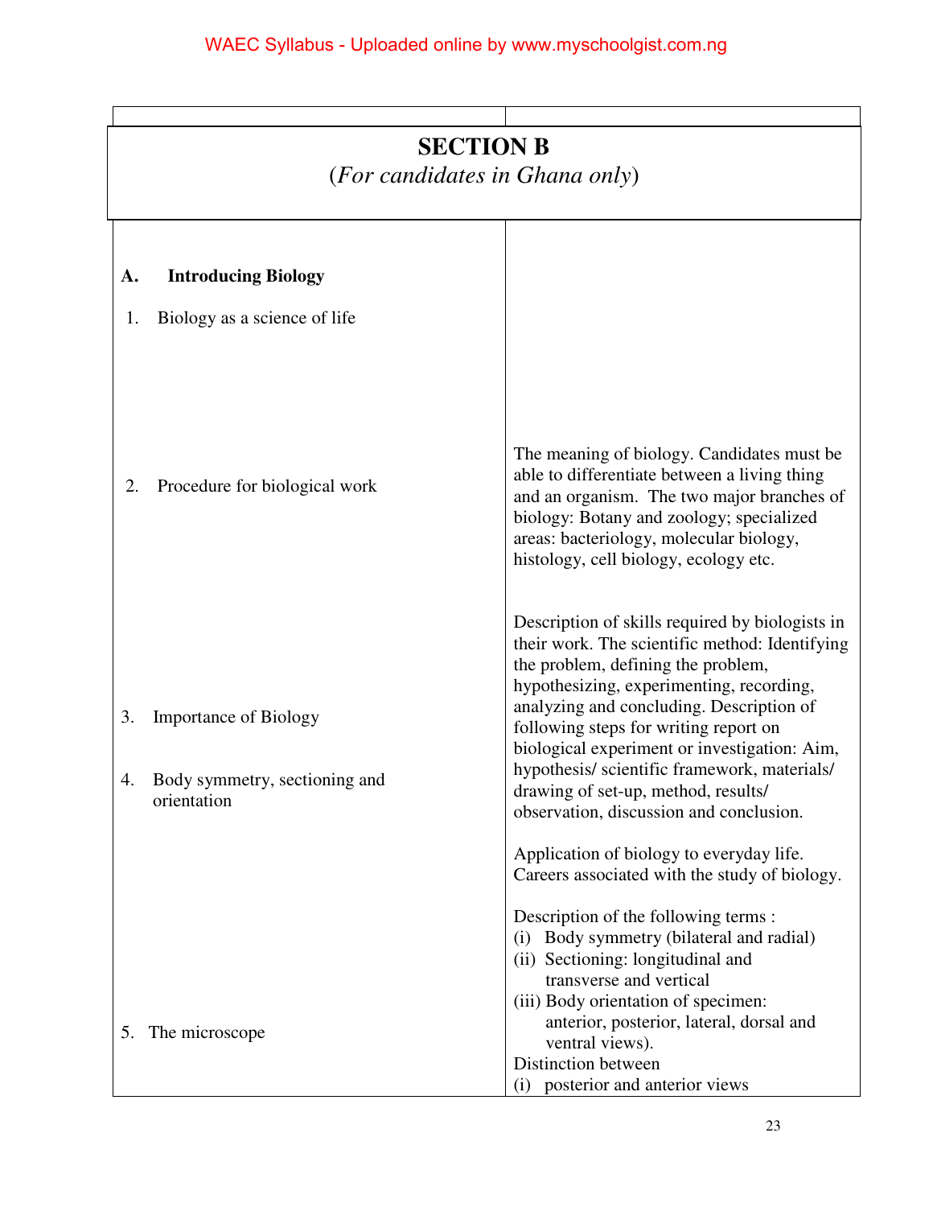## SECTION B

(*For candidates in Ghana only*)

| | |
|---|---|
| **A. Introducing Biology** | |
| 1. Biology as a science of life | The meaning of biology. Candidates must be able to differentiate between a living thing and an organism. The two major branches of biology: Botany and zoology; specialized areas: bacteriology, molecular biology, histology, cell biology, ecology etc. |
| 2. Procedure for biological work | Description of skills required by biologists in their work. The scientific method: Identifying the problem, defining the problem, hypothesizing, experimenting, recording, analyzing and concluding. Description of following steps for writing report on biological experiment or investigation: Aim, hypothesis/ scientific framework, materials/ drawing of set-up, method, results/ observation, discussion and conclusion. |
| 3. Importance of Biology | Application of biology to everyday life. Careers associated with the study of biology. |
| 4. Body symmetry, sectioning and orientation | Description of the following terms :<br>(i) Body symmetry (bilateral and radial)<br>(ii) Sectioning: longitudinal and transverse and vertical<br>(iii) Body orientation of specimen: anterior, posterior, lateral, dorsal and ventral views).<br>Distinction between<br>(i) posterior and anterior views |
| 5. The microscope | |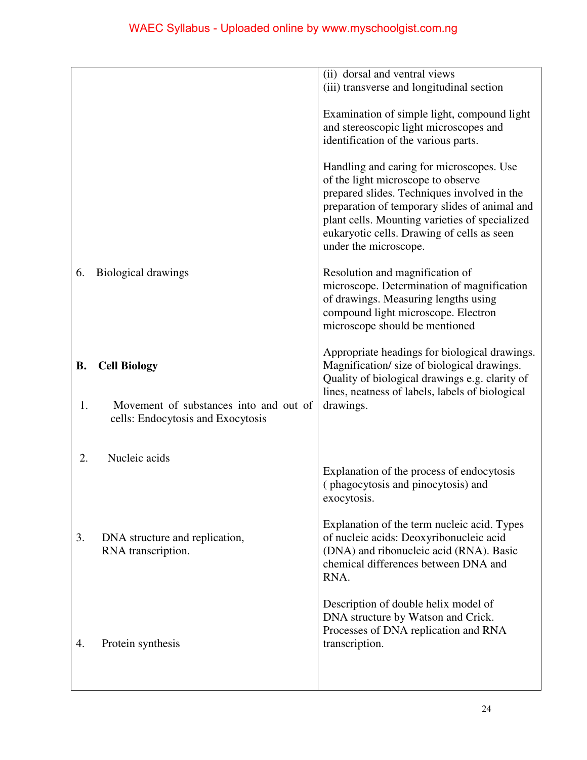| | |
|---|---|
| | (ii) dorsal and ventral views<br>(iii) transverse and longitudinal section<br><br>Examination of simple light, compound light and stereoscopic light microscopes and identification of the various parts.<br><br>Handling and caring for microscopes. Use of the light microscope to observe prepared slides. Techniques involved in the preparation of temporary slides of animal and plant cells. Mounting varieties of specialized eukaryotic cells. Drawing of cells as seen under the microscope. |
| 6. Biological drawings | Resolution and magnification of microscope. Determination of magnification of drawings. Measuring lengths using compound light microscope. Electron microscope should be mentioned<br><br>Appropriate headings for biological drawings. Magnification/ size of biological drawings. Quality of biological drawings e.g. clarity of lines, neatness of labels, labels of biological drawings. |
| **B. Cell Biology** | |
| 1. Movement of substances into and out of cells: Endocytosis and Exocytosis | Explanation of the process of endocytosis ( phagocytosis and pinocytosis) and exocytosis. |
| 2. Nucleic acids | Explanation of the term nucleic acid. Types of nucleic acids: Deoxyribonucleic acid (DNA) and ribonucleic acid (RNA). Basic chemical differences between DNA and RNA. |
| 3. DNA structure and replication, RNA transcription. | Description of double helix model of DNA structure by Watson and Crick. Processes of DNA replication and RNA transcription. |
| 4. Protein synthesis | |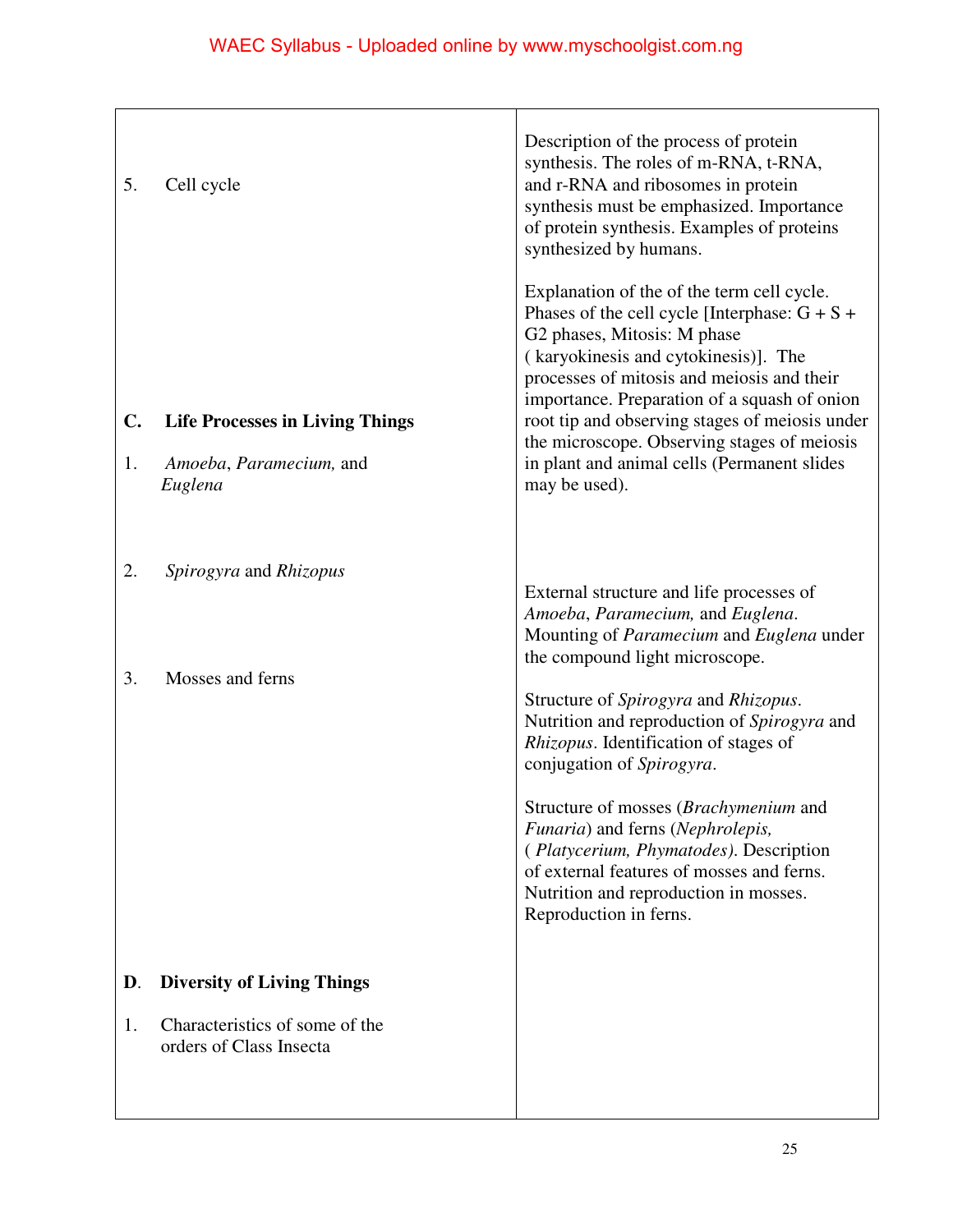| | |
|---|---|
| | Description of the process of protein synthesis. The roles of m-RNA, t-RNA, and r-RNA and ribosomes in protein synthesis must be emphasized. Importance of protein synthesis. Examples of proteins synthesized by humans. |
| 5. Cell cycle | Explanation of the of the term cell cycle. Phases of the cell cycle [Interphase: G + S + G2 phases, Mitosis: M phase ( karyokinesis and cytokinesis)]. The processes of mitosis and meiosis and their importance. Preparation of a squash of onion root tip and observing stages of meiosis under the microscope. Observing stages of meiosis in plant and animal cells (Permanent slides may be used). |
| **C. Life Processes in Living Things** | |
| 1. *Amoeba*, *Paramecium,* and *Euglena* | External structure and life processes of *Amoeba*, *Paramecium,* and *Euglena*. Mounting of *Paramecium* and *Euglena* under the compound light microscope. |
| 2. *Spirogyra* and *Rhizopus* | Structure of *Spirogyra* and *Rhizopus*. Nutrition and reproduction of *Spirogyra* and *Rhizopus*. Identification of stages of conjugation of *Spirogyra*. |
| 3. Mosses and ferns | Structure of mosses (*Brachymenium* and *Funaria*) and ferns (*Nephrolepis,* ( *Platycerium, Phymatodes)*. Description of external features of mosses and ferns. Nutrition and reproduction in mosses. Reproduction in ferns. |
| **D. Diversity of Living Things** | |
| 1. Characteristics of some of the orders of Class Insecta | |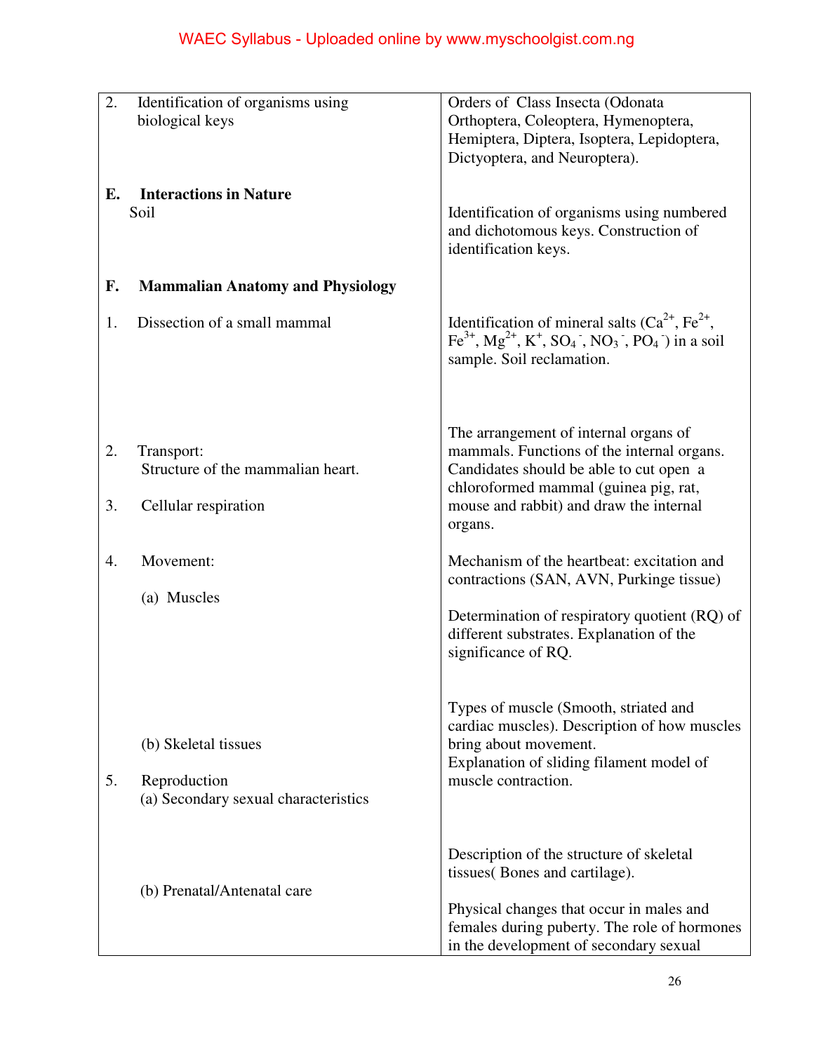| | |
|---|---|
| 2. Identification of organisms using biological keys | Orders of Class Insecta (Odonata Orthoptera, Coleoptera, Hymenoptera, Hemiptera, Diptera, Isoptera, Lepidoptera, Dictyoptera, and Neuroptera). |
| **E. Interactions in Nature**<br>Soil | Identification of organisms using numbered and dichotomous keys. Construction of identification keys. |
| **F. Mammalian Anatomy and Physiology** | |
| 1. Dissection of a small mammal | Identification of mineral salts ($Ca^{2+}$, $Fe^{2+}$, $Fe^{3+}$, $Mg^{2+}$, $K^{+}$, $SO_4^{-}$, $NO_3^{-}$, $PO_4^{-}$) in a soil sample. Soil reclamation. |
| 2. Transport:<br>Structure of the mammalian heart. | The arrangement of internal organs of mammals. Functions of the internal organs. Candidates should be able to cut open a chloroformed mammal (guinea pig, rat, mouse and rabbit) and draw the internal organs. |
| 3. Cellular respiration | Mechanism of the heartbeat: excitation and contractions (SAN, AVN, Purkinge tissue) |
| 4. Movement:<br>(a) Muscles | Determination of respiratory quotient (RQ) of different substrates. Explanation of the significance of RQ. |
| (b) Skeletal tissues | Types of muscle (Smooth, striated and cardiac muscles). Description of how muscles bring about movement.<br>Explanation of sliding filament model of muscle contraction. |
| 5. Reproduction<br>(a) Secondary sexual characteristics | Description of the structure of skeletal tissues( Bones and cartilage). |
| (b) Prenatal/Antenatal care | Physical changes that occur in males and females during puberty. The role of hormones in the development of secondary sexual |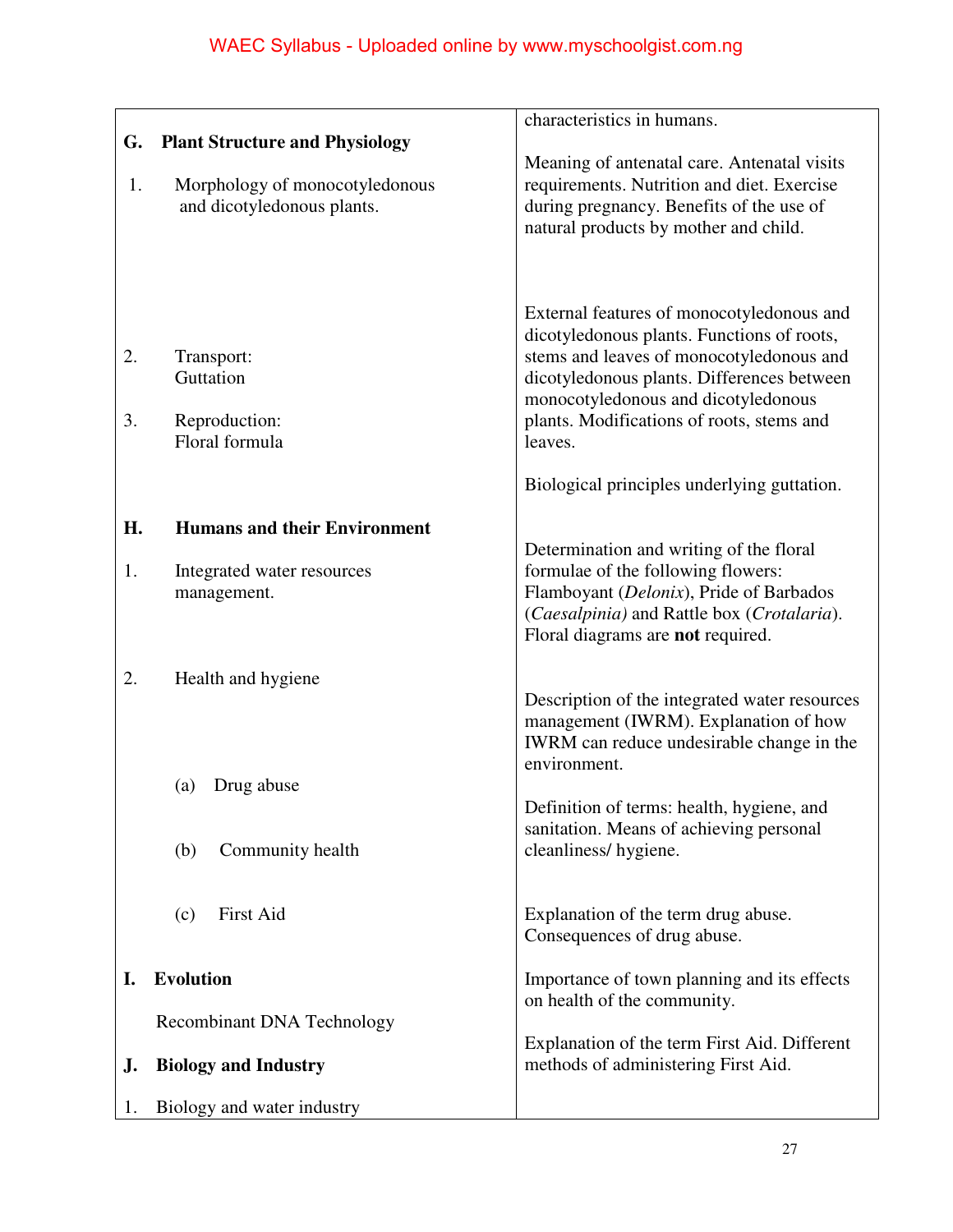| TOPICS | NOTES |
|---|---|
| | characteristics in humans. |
| | Meaning of antenatal care. Antenatal visits requirements. Nutrition and diet. Exercise during pregnancy. Benefits of the use of natural products by mother and child. |
| **G. Plant Structure and Physiology** | |
| 1. Morphology of monocotyledonous and dicotyledonous plants. | External features of monocotyledonous and dicotyledonous plants. Functions of roots, stems and leaves of monocotyledonous and dicotyledonous plants. Differences between monocotyledonous and dicotyledonous plants. Modifications of roots, stems and leaves. |
| 2. Transport: Guttation | Biological principles underlying guttation. |
| 3. Reproduction: Floral formula | Determination and writing of the floral formulae of the following flowers: Flamboyant (*Delonix*), Pride of Barbados (*Caesalpinia*) and Rattle box (*Crotalaria*). Floral diagrams are **not** required. |
| **H. Humans and their Environment** | |
| 1. Integrated water resources management. | Description of the integrated water resources management (IWRM). Explanation of how IWRM can reduce undesirable change in the environment. |
| 2. Health and hygiene | Definition of terms: health, hygiene, and sanitation. Means of achieving personal cleanliness/ hygiene. |
| (a) Drug abuse | Explanation of the term drug abuse. Consequences of drug abuse. |
| (b) Community health | Importance of town planning and its effects on health of the community. |
| (c) First Aid | Explanation of the term First Aid. Different methods of administering First Aid. |
| **I. Evolution** | |
| Recombinant DNA Technology | |
| **J. Biology and Industry** | |
| 1. Biology and water industry | |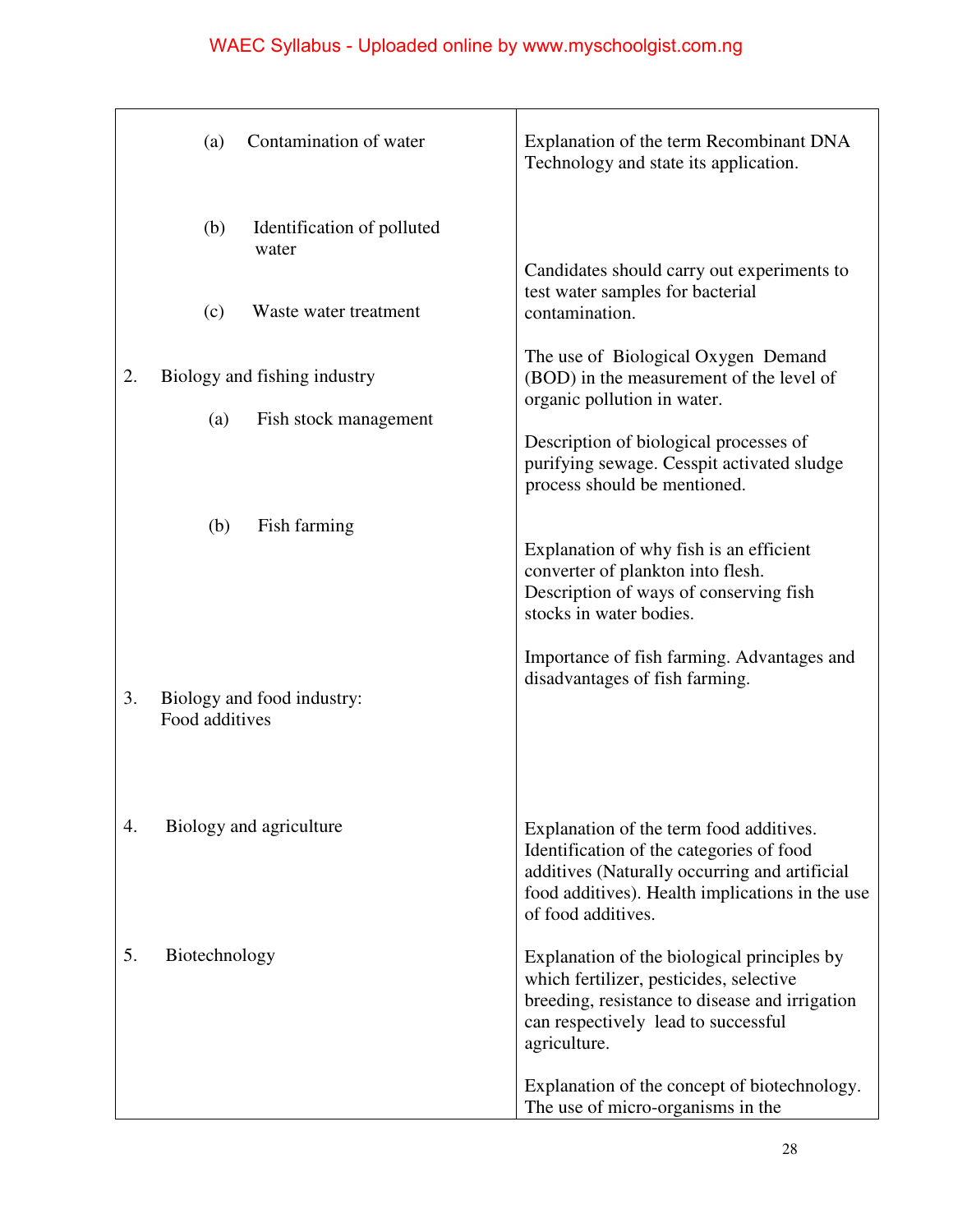| | |
|---|---|
| (a) Contamination of water | Explanation of the term Recombinant DNA Technology and state its application. |
| (b) Identification of polluted water | |
| (c) Waste water treatment | Candidates should carry out experiments to test water samples for bacterial contamination. |
| 2. Biology and fishing industry | The use of Biological Oxygen Demand (BOD) in the measurement of the level of organic pollution in water. |
| (a) Fish stock management | Description of biological processes of purifying sewage. Cesspit activated sludge process should be mentioned. |
| (b) Fish farming | Explanation of why fish is an efficient converter of plankton into flesh. Description of ways of conserving fish stocks in water bodies. |
| | Importance of fish farming. Advantages and disadvantages of fish farming. |
| 3. Biology and food industry: Food additives | |
| 4. Biology and agriculture | Explanation of the term food additives. Identification of the categories of food additives (Naturally occurring and artificial food additives). Health implications in the use of food additives. |
| 5. Biotechnology | Explanation of the biological principles by which fertilizer, pesticides, selective breeding, resistance to disease and irrigation can respectively lead to successful agriculture. |
| | Explanation of the concept of biotechnology. The use of micro-organisms in the |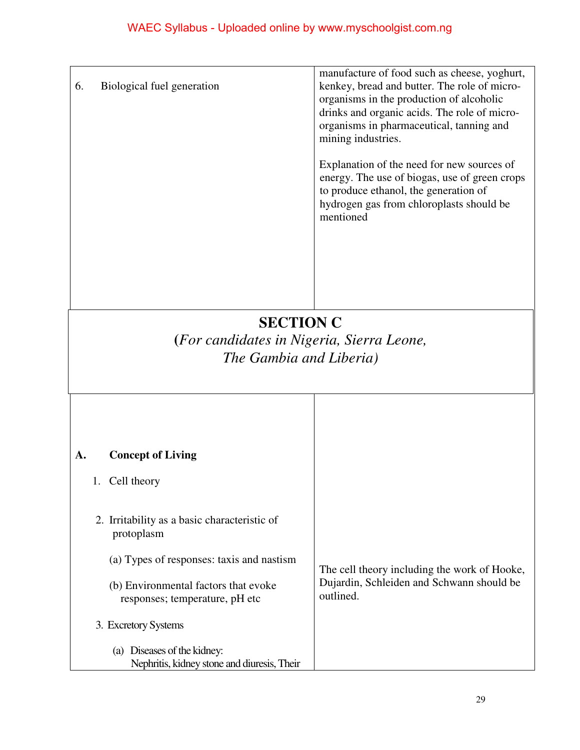| | |
|---|---|
| 6. Biological fuel generation | manufacture of food such as cheese, yoghurt, kenkey, bread and butter. The role of micro-organisms in the production of alcoholic drinks and organic acids. The role of micro-organisms in pharmaceutical, tanning and mining industries.<br><br>Explanation of the need for new sources of energy. The use of biogas, use of green crops to produce ethanol, the generation of hydrogen gas from chloroplasts should be mentioned |

## SECTION C

**(*For candidates in Nigeria, Sierra Leone, The Gambia and Liberia*)**

| | |
|---|---|
| **A. Concept of Living**<br><br>1. Cell theory<br><br>2. Irritability as a basic characteristic of protoplasm<br><br>(a) Types of responses: taxis and nastism<br><br>(b) Environmental factors that evoke responses; temperature, pH etc<br><br>3. Excretory Systems<br><br>(a) Diseases of the kidney: Nephritis, kidney stone and diuresis, Their | The cell theory including the work of Hooke, Dujardin, Schleiden and Schwann should be outlined. |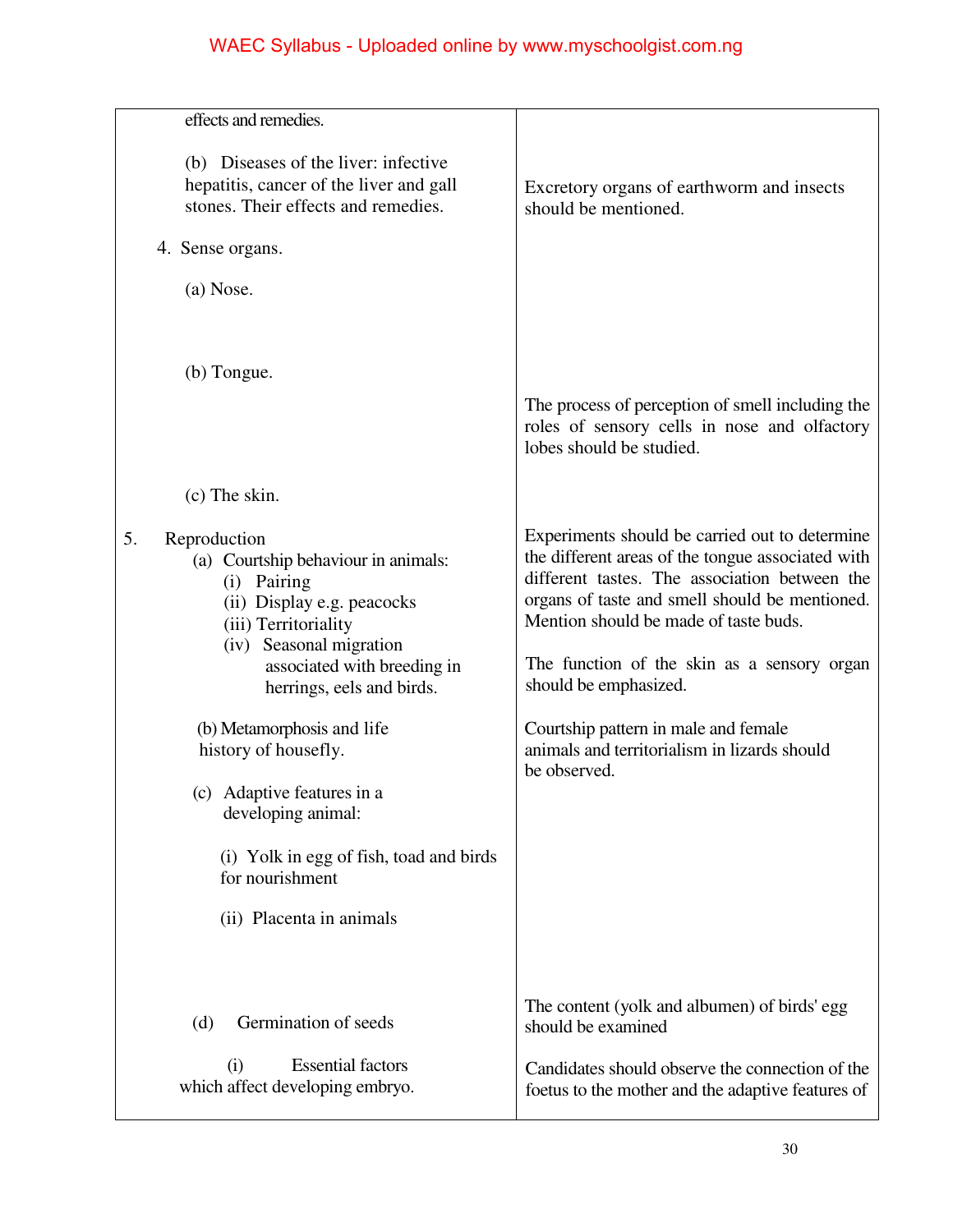| | |
|---|---|
| effects and remedies.<br><br>(b) Diseases of the liver: infective hepatitis, cancer of the liver and gall stones. Their effects and remedies. | Excretory organs of earthworm and insects should be mentioned. |
| 4. Sense organs.<br><br>(a) Nose. | |
| (b) Tongue. | The process of perception of smell including the roles of sensory cells in nose and olfactory lobes should be studied. |
| (c) The skin. | |
| 5. Reproduction<br>(a) Courtship behaviour in animals:<br>(i) Pairing<br>(ii) Display e.g. peacocks<br>(iii) Territoriality<br>(iv) Seasonal migration associated with breeding in herrings, eels and birds. | Experiments should be carried out to determine the different areas of the tongue associated with different tastes. The association between the organs of taste and smell should be mentioned. Mention should be made of taste buds.<br><br>The function of the skin as a sensory organ should be emphasized. |
| (b) Metamorphosis and life history of housefly. | Courtship pattern in male and female animals and territorialism in lizards should be observed. |
| (c) Adaptive features in a developing animal:<br><br>(i) Yolk in egg of fish, toad and birds for nourishment<br><br>(ii) Placenta in animals | |
| (d) Germination of seeds<br><br>(i) Essential factors which affect developing embryo. | The content (yolk and albumen) of birds' egg should be examined<br><br>Candidates should observe the connection of the foetus to the mother and the adaptive features of |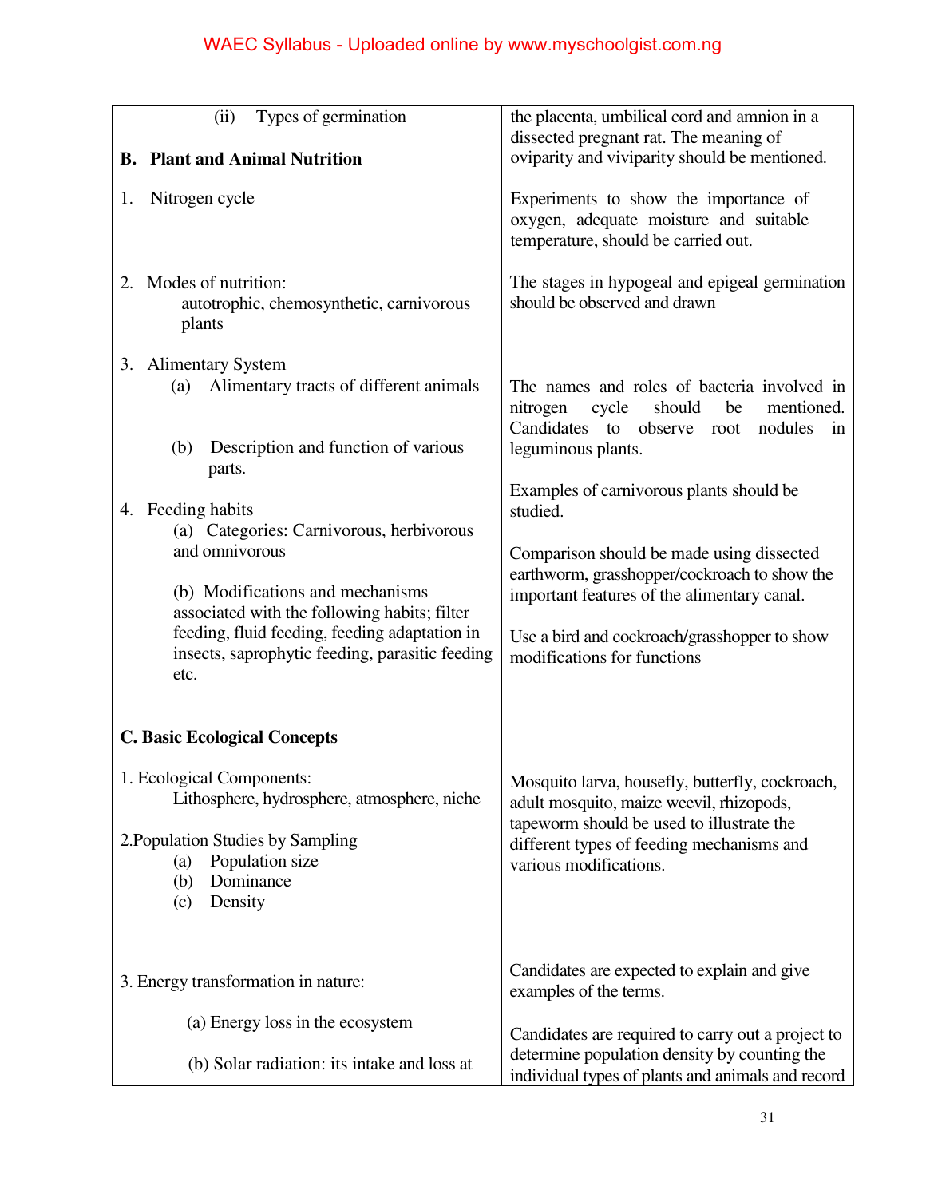| | |
|---|---|
| (ii) Types of germination | the placenta, umbilical cord and amnion in a dissected pregnant rat. The meaning of oviparity and viviparity should be mentioned. |
| **B. Plant and Animal Nutrition** | |
| 1. Nitrogen cycle | Experiments to show the importance of oxygen, adequate moisture and suitable temperature, should be carried out. |
| 2. Modes of nutrition: autotrophic, chemosynthetic, carnivorous plants | The stages in hypogeal and epigeal germination should be observed and drawn |
| 3. Alimentary System (a) Alimentary tracts of different animals | The names and roles of bacteria involved in nitrogen cycle should be mentioned. Candidates to observe root nodules in leguminous plants. |
| (b) Description and function of various parts. | Examples of carnivorous plants should be studied. |
| 4. Feeding habits (a) Categories: Carnivorous, herbivorous and omnivorous | Comparison should be made using dissected earthworm, grasshopper/cockroach to show the important features of the alimentary canal. |
| (b) Modifications and mechanisms associated with the following habits; filter feeding, fluid feeding, feeding adaptation in insects, saprophytic feeding, parasitic feeding etc. | Use a bird and cockroach/grasshopper to show modifications for functions |
| **C. Basic Ecological Concepts** | |
| 1. Ecological Components: Lithosphere, hydrosphere, atmosphere, niche | Mosquito larva, housefly, butterfly, cockroach, adult mosquito, maize weevil, rhizopods, tapeworm should be used to illustrate the different types of feeding mechanisms and various modifications. |
| 2. Population Studies by Sampling (a) Population size (b) Dominance (c) Density | |
| 3. Energy transformation in nature: | Candidates are expected to explain and give examples of the terms. |
| (a) Energy loss in the ecosystem (b) Solar radiation: its intake and loss at | Candidates are required to carry out a project to determine population density by counting the individual types of plants and animals and record |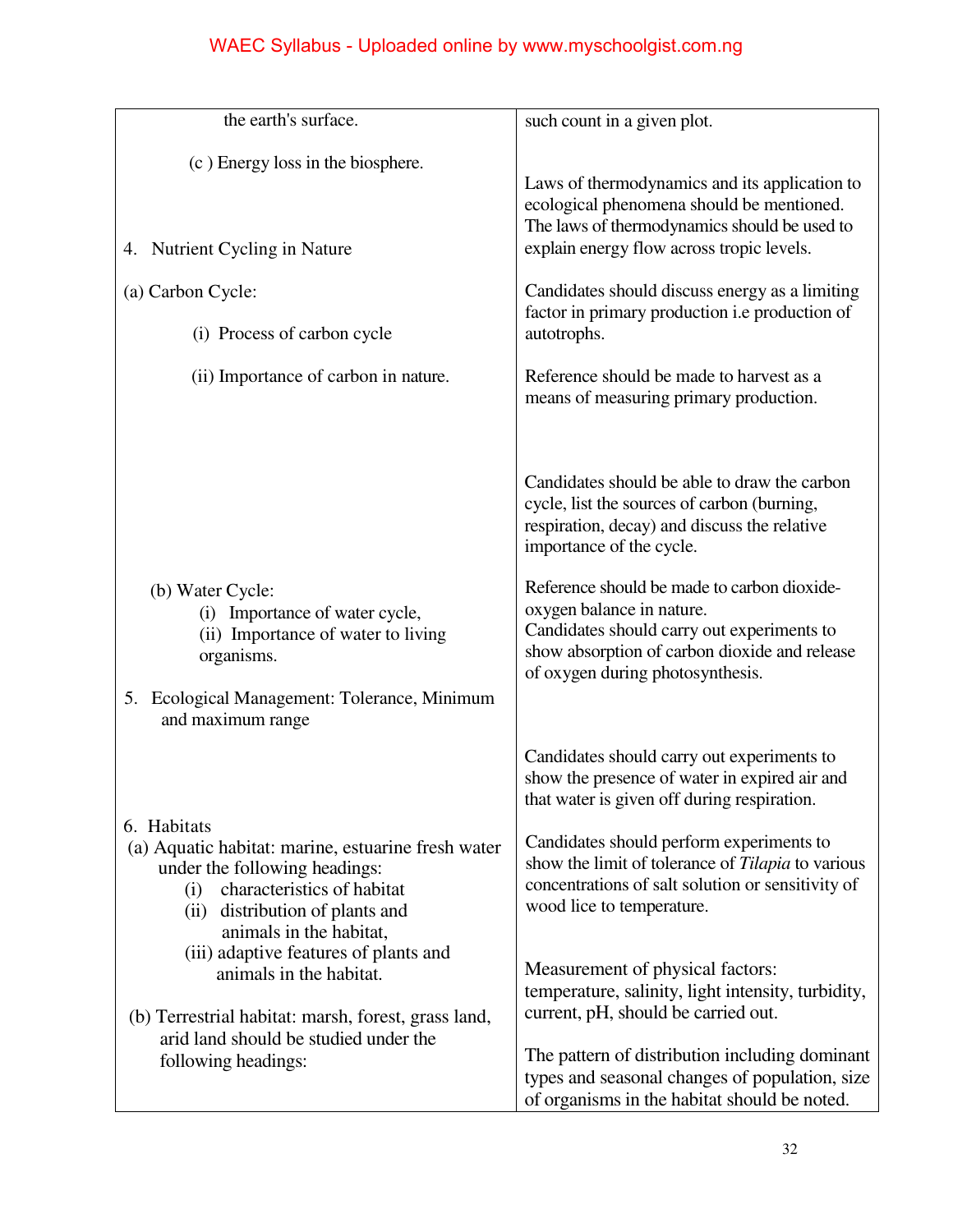| | |
|---|---|
| the earth's surface. | such count in a given plot. |
| (c) Energy loss in the biosphere. | Laws of thermodynamics and its application to ecological phenomena should be mentioned. The laws of thermodynamics should be used to explain energy flow across tropic levels. |
| | Candidates should discuss energy as a limiting factor in primary production i.e production of autotrophs. |
| | Reference should be made to harvest as a means of measuring primary production. |
| 4. Nutrient Cycling in Nature<br><br>(a) Carbon Cycle:<br>(i) Process of carbon cycle<br>(ii) Importance of carbon in nature. | Candidates should be able to draw the carbon cycle, list the sources of carbon (burning, respiration, decay) and discuss the relative importance of the cycle.<br><br>Reference should be made to carbon dioxide-oxygen balance in nature.<br>Candidates should carry out experiments to show absorption of carbon dioxide and release of oxygen during photosynthesis. |
| (b) Water Cycle:<br>(i) Importance of water cycle,<br>(ii) Importance of water to living organisms. | Candidates should carry out experiments to show the presence of water in expired air and that water is given off during respiration. |
| 5. Ecological Management: Tolerance, Minimum and maximum range | Candidates should perform experiments to show the limit of tolerance of *Tilapia* to various concentrations of salt solution or sensitivity of wood lice to temperature. |
| 6. Habitats<br>(a) Aquatic habitat: marine, estuarine fresh water under the following headings:<br>(i) characteristics of habitat<br>(ii) distribution of plants and animals in the habitat,<br>(iii) adaptive features of plants and animals in the habitat.<br><br>(b) Terrestrial habitat: marsh, forest, grass land, arid land should be studied under the following headings: | Measurement of physical factors: temperature, salinity, light intensity, turbidity, current, pH, should be carried out.<br><br>The pattern of distribution including dominant types and seasonal changes of population, size of organisms in the habitat should be noted. |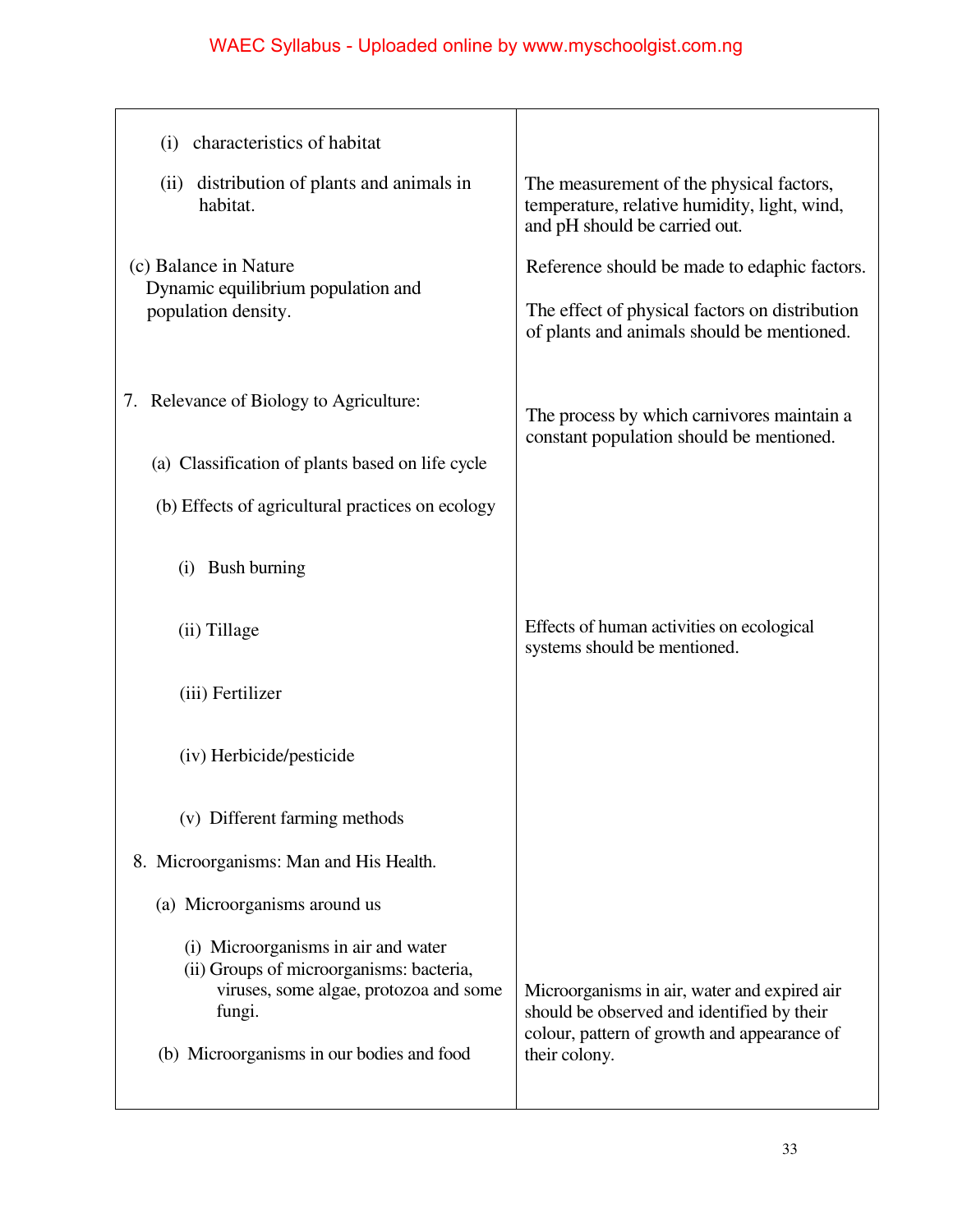| | |
|---|---|
| (i) characteristics of habitat | |
| (ii) distribution of plants and animals in habitat. | The measurement of the physical factors, temperature, relative humidity, light, wind, and pH should be carried out. |
| (c) Balance in Nature<br>Dynamic equilibrium population and population density. | Reference should be made to edaphic factors.<br><br>The effect of physical factors on distribution of plants and animals should be mentioned. |
| 7. Relevance of Biology to Agriculture: | The process by which carnivores maintain a constant population should be mentioned. |
| (a) Classification of plants based on life cycle | |
| (b) Effects of agricultural practices on ecology | |
| (i) Bush burning | |
| (ii) Tillage | Effects of human activities on ecological systems should be mentioned. |
| (iii) Fertilizer | |
| (iv) Herbicide/pesticide | |
| (v) Different farming methods | |
| 8. Microorganisms: Man and His Health. | |
| (a) Microorganisms around us | |
| (i) Microorganisms in air and water<br>(ii) Groups of microorganisms: bacteria, viruses, some algae, protozoa and some fungi. | Microorganisms in air, water and expired air should be observed and identified by their colour, pattern of growth and appearance of their colony. |
| (b) Microorganisms in our bodies and food | |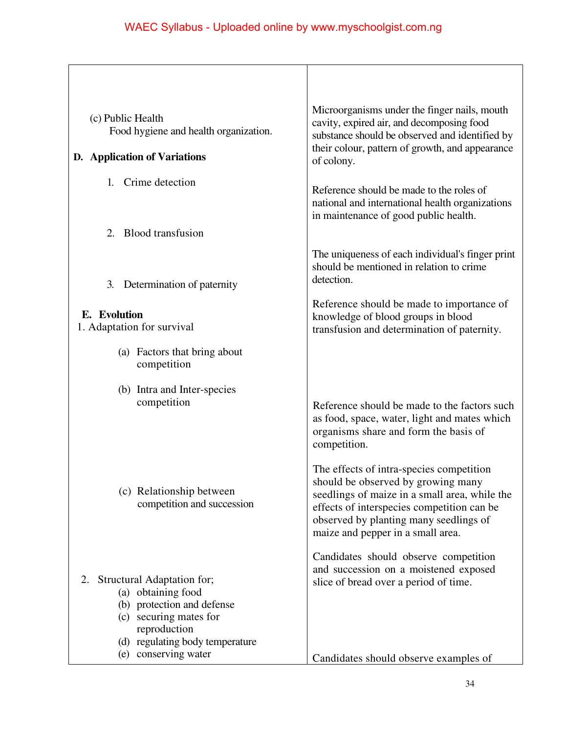| | |
|---|---|
| (c) Public Health<br>Food hygiene and health organization. | Microorganisms under the finger nails, mouth cavity, expired air, and decomposing food substance should be observed and identified by their colour, pattern of growth, and appearance of colony.<br><br>Reference should be made to the roles of national and international health organizations in maintenance of good public health. |
| **D. Application of Variations** | |
| 1. Crime detection | The uniqueness of each individual's finger print should be mentioned in relation to crime detection. |
| 2. Blood transfusion | |
| 3. Determination of paternity | Reference should be made to importance of knowledge of blood groups in blood transfusion and determination of paternity. |
| **E. Evolution** | |
| 1. Adaptation for survival | |
| (a) Factors that bring about competition | Reference should be made to the factors such as food, space, water, light and mates which organisms share and form the basis of competition. |
| (b) Intra and Inter-species competition | The effects of intra-species competition should be observed by growing many seedlings of maize in a small area, while the effects of interspecies competition can be observed by planting many seedlings of maize and pepper in a small area. |
| (c) Relationship between competition and succession | Candidates should observe competition and succession on a moistened exposed slice of bread over a period of time. |
| 2. Structural Adaptation for;<br>(a) obtaining food<br>(b) protection and defense<br>(c) securing mates for reproduction<br>(d) regulating body temperature<br>(e) conserving water | Candidates should observe examples of |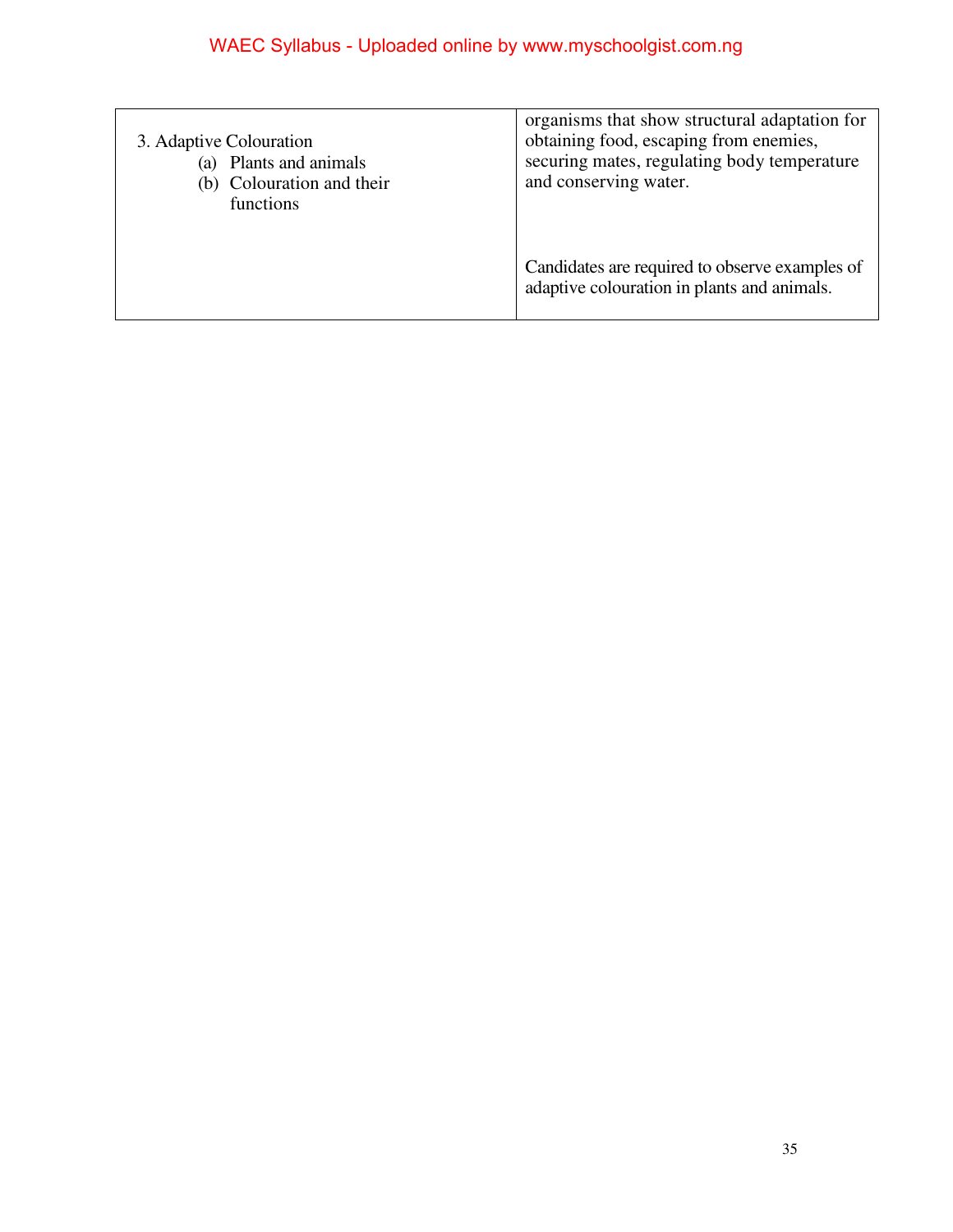| | |
|---|---|
| 3. Adaptive Colouration<br>(a) Plants and animals<br>(b) Colouration and their functions | organisms that show structural adaptation for obtaining food, escaping from enemies, securing mates, regulating body temperature and conserving water.<br><br>Candidates are required to observe examples of adaptive colouration in plants and animals. |